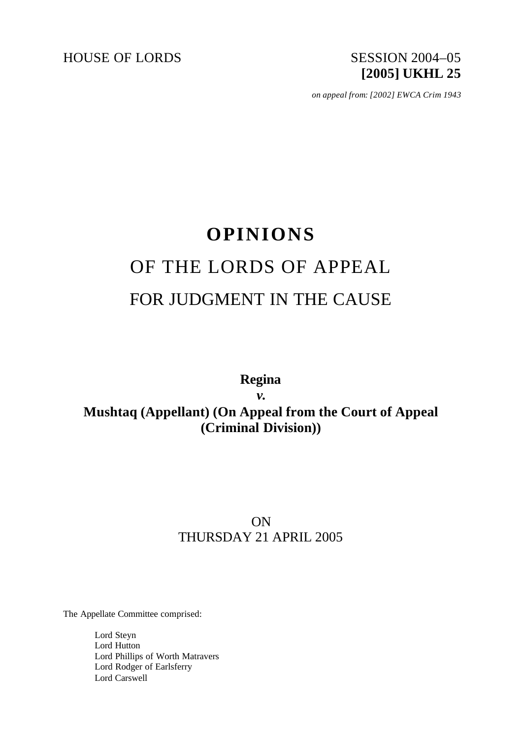HOUSE OF LORDS

SESSION 2004–05
**[2005] UKHL 25**

*on appeal from: [2002] EWCA Crim 1943*

# OPINIONS

## OF THE LORDS OF APPEAL

## FOR JUDGMENT IN THE CAUSE

**Regina**
***v.***
**Mushtaq (Appellant) (On Appeal from the Court of Appeal (Criminal Division))**

ON
THURSDAY 21 APRIL 2005

The Appellate Committee comprised:

Lord Steyn
Lord Hutton
Lord Phillips of Worth Matravers
Lord Rodger of Earlsferry
Lord Carswell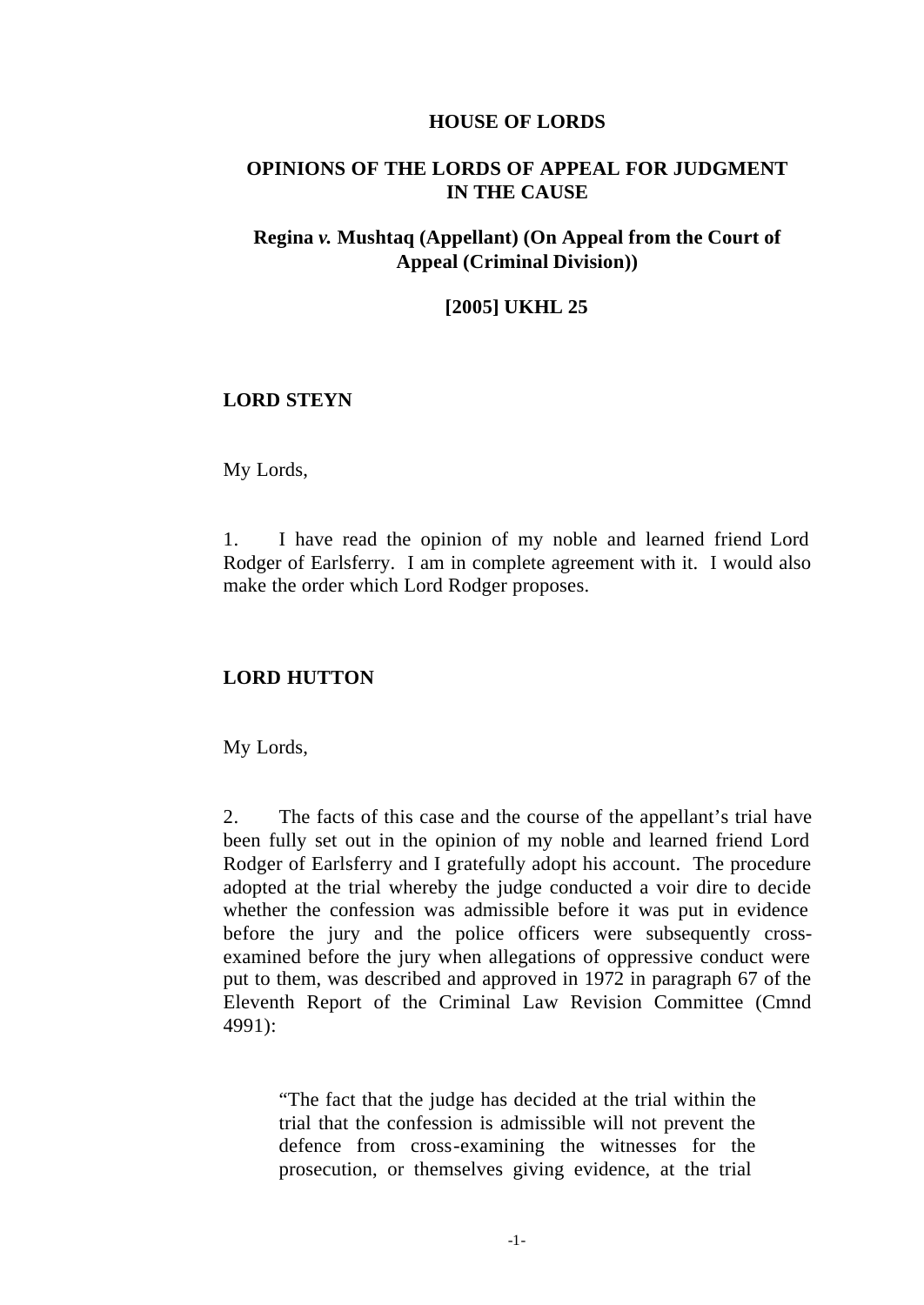**HOUSE OF LORDS**

**OPINIONS OF THE LORDS OF APPEAL FOR JUDGMENT IN THE CAUSE**

**Regina *v.* Mushtaq (Appellant) (On Appeal from the Court of Appeal (Criminal Division))**

**[2005] UKHL 25**

**LORD STEYN**

My Lords,

1. I have read the opinion of my noble and learned friend Lord Rodger of Earlsferry. I am in complete agreement with it. I would also make the order which Lord Rodger proposes.

**LORD HUTTON**

My Lords,

2. The facts of this case and the course of the appellant's trial have been fully set out in the opinion of my noble and learned friend Lord Rodger of Earlsferry and I gratefully adopt his account. The procedure adopted at the trial whereby the judge conducted a voir dire to decide whether the confession was admissible before it was put in evidence before the jury and the police officers were subsequently cross-examined before the jury when allegations of oppressive conduct were put to them, was described and approved in 1972 in paragraph 67 of the Eleventh Report of the Criminal Law Revision Committee (Cmnd 4991):

> "The fact that the judge has decided at the trial within the trial that the confession is admissible will not prevent the defence from cross-examining the witnesses for the prosecution, or themselves giving evidence, at the trial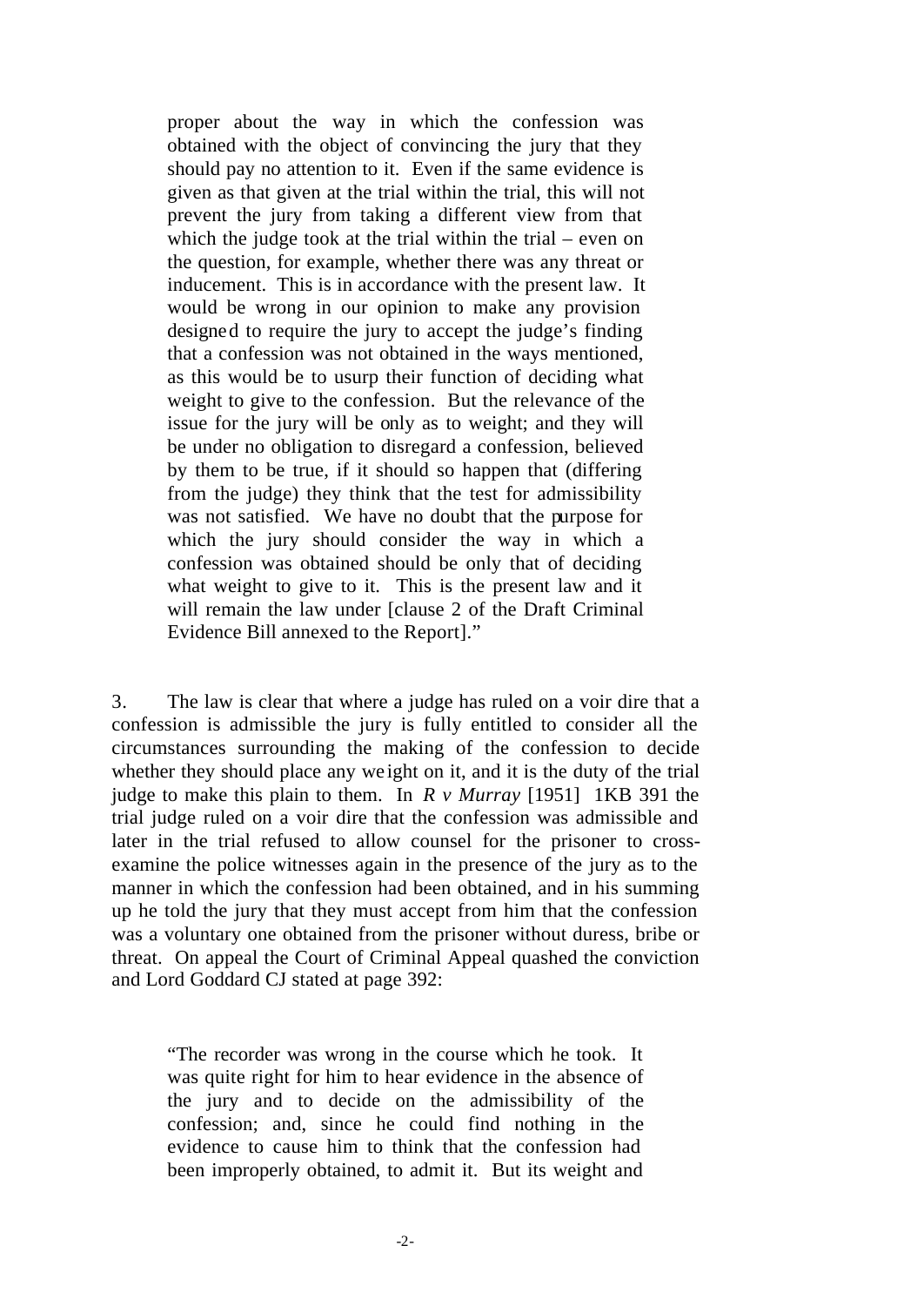> proper about the way in which the confession was obtained with the object of convincing the jury that they should pay no attention to it. Even if the same evidence is given as that given at the trial within the trial, this will not prevent the jury from taking a different view from that which the judge took at the trial within the trial – even on the question, for example, whether there was any threat or inducement. This is in accordance with the present law. It would be wrong in our opinion to make any provision designed to require the jury to accept the judge's finding that a confession was not obtained in the ways mentioned, as this would be to usurp their function of deciding what weight to give to the confession. But the relevance of the issue for the jury will be only as to weight; and they will be under no obligation to disregard a confession, believed by them to be true, if it should so happen that (differing from the judge) they think that the test for admissibility was not satisfied. We have no doubt that the purpose for which the jury should consider the way in which a confession was obtained should be only that of deciding what weight to give to it. This is the present law and it will remain the law under [clause 2 of the Draft Criminal Evidence Bill annexed to the Report]."

3. The law is clear that where a judge has ruled on a voir dire that a confession is admissible the jury is fully entitled to consider all the circumstances surrounding the making of the confession to decide whether they should place any weight on it, and it is the duty of the trial judge to make this plain to them. In *R v Murray* [1951] 1KB 391 the trial judge ruled on a voir dire that the confession was admissible and later in the trial refused to allow counsel for the prisoner to cross-examine the police witnesses again in the presence of the jury as to the manner in which the confession had been obtained, and in his summing up he told the jury that they must accept from him that the confession was a voluntary one obtained from the prisoner without duress, bribe or threat. On appeal the Court of Criminal Appeal quashed the conviction and Lord Goddard CJ stated at page 392:

> "The recorder was wrong in the course which he took. It was quite right for him to hear evidence in the absence of the jury and to decide on the admissibility of the confession; and, since he could find nothing in the evidence to cause him to think that the confession had been improperly obtained, to admit it. But its weight and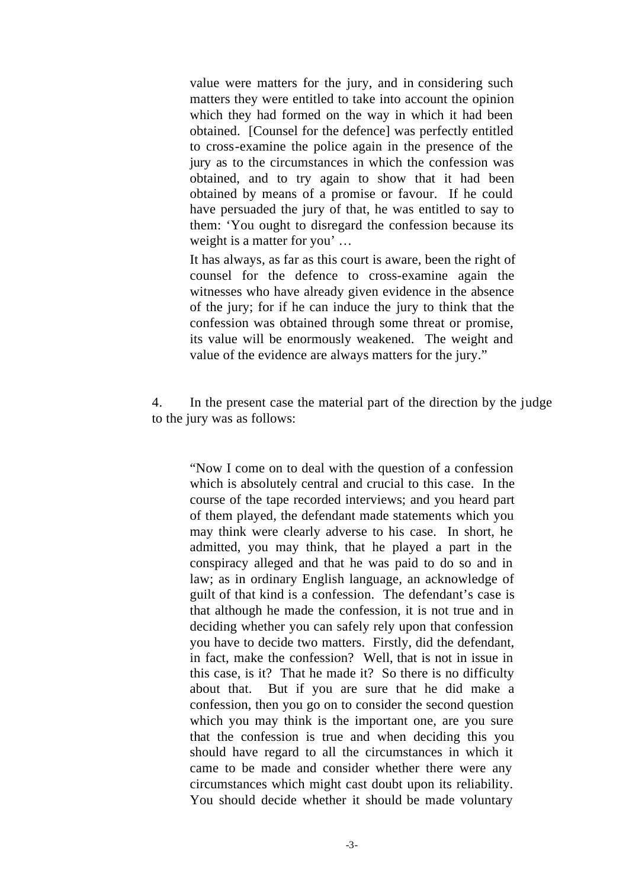> value were matters for the jury, and in considering such matters they were entitled to take into account the opinion which they had formed on the way in which it had been obtained. [Counsel for the defence] was perfectly entitled to cross-examine the police again in the presence of the jury as to the circumstances in which the confession was obtained, and to try again to show that it had been obtained by means of a promise or favour. If he could have persuaded the jury of that, he was entitled to say to them: 'You ought to disregard the confession because its weight is a matter for you' …
>
> It has always, as far as this court is aware, been the right of counsel for the defence to cross-examine again the witnesses who have already given evidence in the absence of the jury; for if he can induce the jury to think that the confession was obtained through some threat or promise, its value will be enormously weakened. The weight and value of the evidence are always matters for the jury."

4. In the present case the material part of the direction by the judge to the jury was as follows:

> "Now I come on to deal with the question of a confession which is absolutely central and crucial to this case. In the course of the tape recorded interviews; and you heard part of them played, the defendant made statements which you may think were clearly adverse to his case. In short, he admitted, you may think, that he played a part in the conspiracy alleged and that he was paid to do so and in law; as in ordinary English language, an acknowledge of guilt of that kind is a confession. The defendant's case is that although he made the confession, it is not true and in deciding whether you can safely rely upon that confession you have to decide two matters. Firstly, did the defendant, in fact, make the confession? Well, that is not in issue in this case, is it? That he made it? So there is no difficulty about that. But if you are sure that he did make a confession, then you go on to consider the second question which you may think is the important one, are you sure that the confession is true and when deciding this you should have regard to all the circumstances in which it came to be made and consider whether there were any circumstances which might cast doubt upon its reliability. You should decide whether it should be made voluntary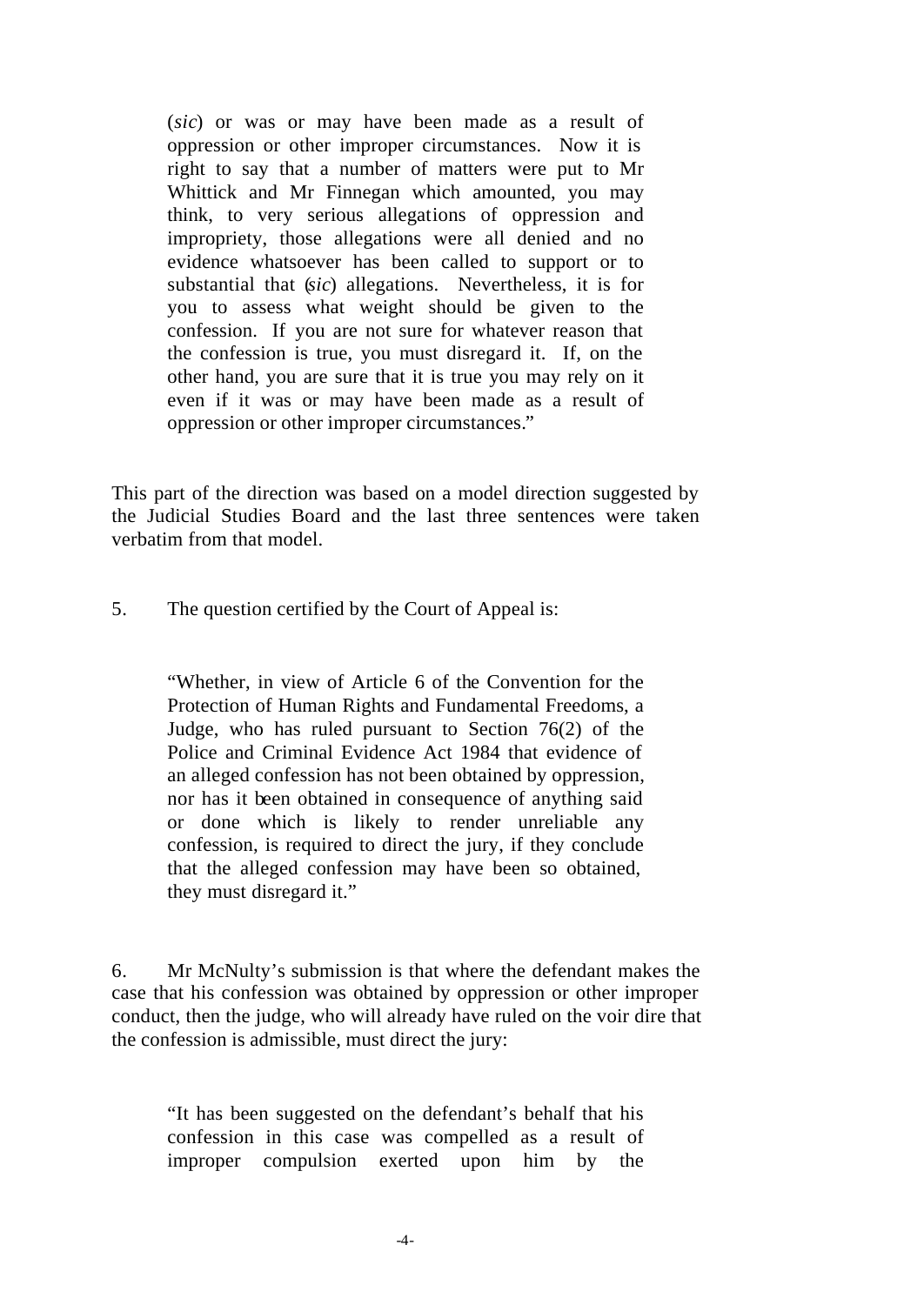> (*sic*) or was or may have been made as a result of oppression or other improper circumstances. Now it is right to say that a number of matters were put to Mr Whittick and Mr Finnegan which amounted, you may think, to very serious allegations of oppression and impropriety, those allegations were all denied and no evidence whatsoever has been called to support or to substantial that (*sic*) allegations. Nevertheless, it is for you to assess what weight should be given to the confession. If you are not sure for whatever reason that the confession is true, you must disregard it. If, on the other hand, you are sure that it is true you may rely on it even if it was or may have been made as a result of oppression or other improper circumstances."

This part of the direction was based on a model direction suggested by the Judicial Studies Board and the last three sentences were taken verbatim from that model.

5. The question certified by the Court of Appeal is:

> "Whether, in view of Article 6 of the Convention for the Protection of Human Rights and Fundamental Freedoms, a Judge, who has ruled pursuant to Section 76(2) of the Police and Criminal Evidence Act 1984 that evidence of an alleged confession has not been obtained by oppression, nor has it been obtained in consequence of anything said or done which is likely to render unreliable any confession, is required to direct the jury, if they conclude that the alleged confession may have been so obtained, they must disregard it."

6. Mr McNulty's submission is that where the defendant makes the case that his confession was obtained by oppression or other improper conduct, then the judge, who will already have ruled on the voir dire that the confession is admissible, must direct the jury:

> "It has been suggested on the defendant's behalf that his confession in this case was compelled as a result of improper compulsion exerted upon him by the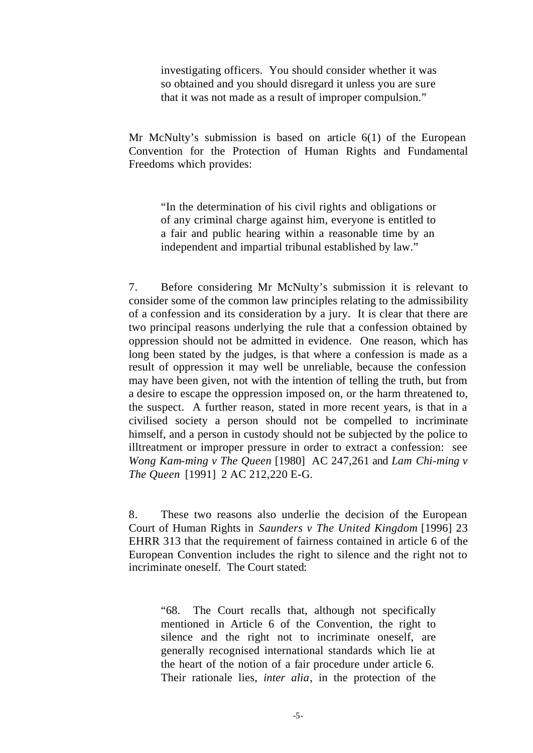> investigating officers. You should consider whether it was so obtained and you should disregard it unless you are sure that it was not made as a result of improper compulsion."

Mr McNulty's submission is based on article 6(1) of the European Convention for the Protection of Human Rights and Fundamental Freedoms which provides:

> "In the determination of his civil rights and obligations or of any criminal charge against him, everyone is entitled to a fair and public hearing within a reasonable time by an independent and impartial tribunal established by law."

7. Before considering Mr McNulty's submission it is relevant to consider some of the common law principles relating to the admissibility of a confession and its consideration by a jury. It is clear that there are two principal reasons underlying the rule that a confession obtained by oppression should not be admitted in evidence. One reason, which has long been stated by the judges, is that where a confession is made as a result of oppression it may well be unreliable, because the confession may have been given, not with the intention of telling the truth, but from a desire to escape the oppression imposed on, or the harm threatened to, the suspect. A further reason, stated in more recent years, is that in a civilised society a person should not be compelled to incriminate himself, and a person in custody should not be subjected by the police to illtreatment or improper pressure in order to extract a confession: see *Wong Kam-ming v The Queen* [1980] AC 247,261 and *Lam Chi-ming v The Queen* [1991] 2 AC 212,220 E-G.

8. These two reasons also underlie the decision of the European Court of Human Rights in *Saunders v The United Kingdom* [1996] 23 EHRR 313 that the requirement of fairness contained in article 6 of the European Convention includes the right to silence and the right not to incriminate oneself. The Court stated:

> "68. The Court recalls that, although not specifically mentioned in Article 6 of the Convention, the right to silence and the right not to incriminate oneself, are generally recognised international standards which lie at the heart of the notion of a fair procedure under article 6. Their rationale lies, *inter alia*, in the protection of the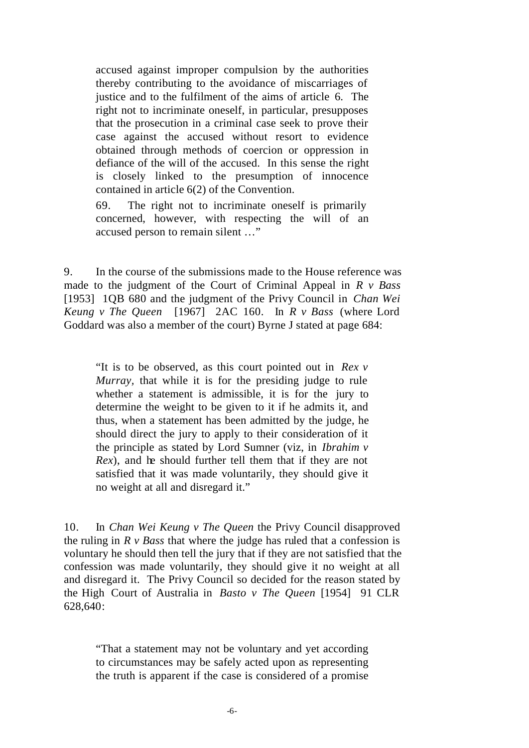> accused against improper compulsion by the authorities thereby contributing to the avoidance of miscarriages of justice and to the fulfilment of the aims of article 6. The right not to incriminate oneself, in particular, presupposes that the prosecution in a criminal case seek to prove their case against the accused without resort to evidence obtained through methods of coercion or oppression in defiance of the will of the accused. In this sense the right is closely linked to the presumption of innocence contained in article 6(2) of the Convention.
>
> 69. The right not to incriminate oneself is primarily concerned, however, with respecting the will of an accused person to remain silent …"

9. In the course of the submissions made to the House reference was made to the judgment of the Court of Criminal Appeal in *R v Bass* [1953] 1QB 680 and the judgment of the Privy Council in *Chan Wei Keung v The Queen* [1967] 2AC 160. In *R v Bass* (where Lord Goddard was also a member of the court) Byrne J stated at page 684:

> "It is to be observed, as this court pointed out in *Rex v Murray*, that while it is for the presiding judge to rule whether a statement is admissible, it is for the jury to determine the weight to be given to it if he admits it, and thus, when a statement has been admitted by the judge, he should direct the jury to apply to their consideration of it the principle as stated by Lord Sumner (viz, in *Ibrahim v Rex*), and he should further tell them that if they are not satisfied that it was made voluntarily, they should give it no weight at all and disregard it."

10. In *Chan Wei Keung v The Queen* the Privy Council disapproved the ruling in *R v Bass* that where the judge has ruled that a confession is voluntary he should then tell the jury that if they are not satisfied that the confession was made voluntarily, they should give it no weight at all and disregard it. The Privy Council so decided for the reason stated by the High Court of Australia in *Basto v The Queen* [1954] 91 CLR 628,640:

> "That a statement may not be voluntary and yet according to circumstances may be safely acted upon as representing the truth is apparent if the case is considered of a promise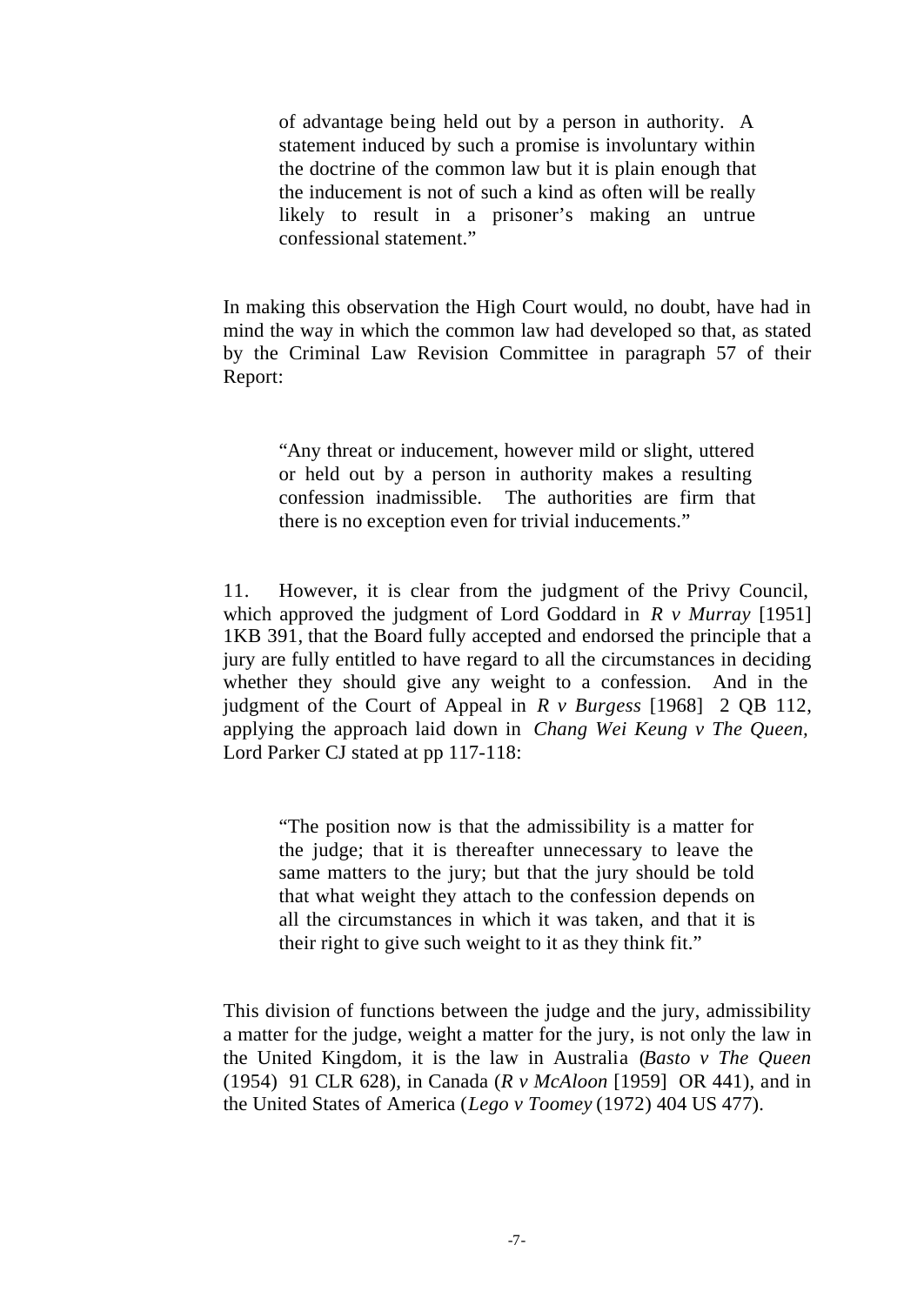> of advantage being held out by a person in authority. A statement induced by such a promise is involuntary within the doctrine of the common law but it is plain enough that the inducement is not of such a kind as often will be really likely to result in a prisoner's making an untrue confessional statement."

In making this observation the High Court would, no doubt, have had in mind the way in which the common law had developed so that, as stated by the Criminal Law Revision Committee in paragraph 57 of their Report:

> "Any threat or inducement, however mild or slight, uttered or held out by a person in authority makes a resulting confession inadmissible. The authorities are firm that there is no exception even for trivial inducements."

11. However, it is clear from the judgment of the Privy Council, which approved the judgment of Lord Goddard in *R v Murray* [1951] 1KB 391, that the Board fully accepted and endorsed the principle that a jury are fully entitled to have regard to all the circumstances in deciding whether they should give any weight to a confession. And in the judgment of the Court of Appeal in *R v Burgess* [1968] 2 QB 112, applying the approach laid down in *Chang Wei Keung v The Queen,* Lord Parker CJ stated at pp 117-118:

> "The position now is that the admissibility is a matter for the judge; that it is thereafter unnecessary to leave the same matters to the jury; but that the jury should be told that what weight they attach to the confession depends on all the circumstances in which it was taken, and that it is their right to give such weight to it as they think fit."

This division of functions between the judge and the jury, admissibility a matter for the judge, weight a matter for the jury, is not only the law in the United Kingdom, it is the law in Australia (*Basto v The Queen* (1954) 91 CLR 628), in Canada (*R v McAloon* [1959] OR 441), and in the United States of America (*Lego v Toomey* (1972) 404 US 477).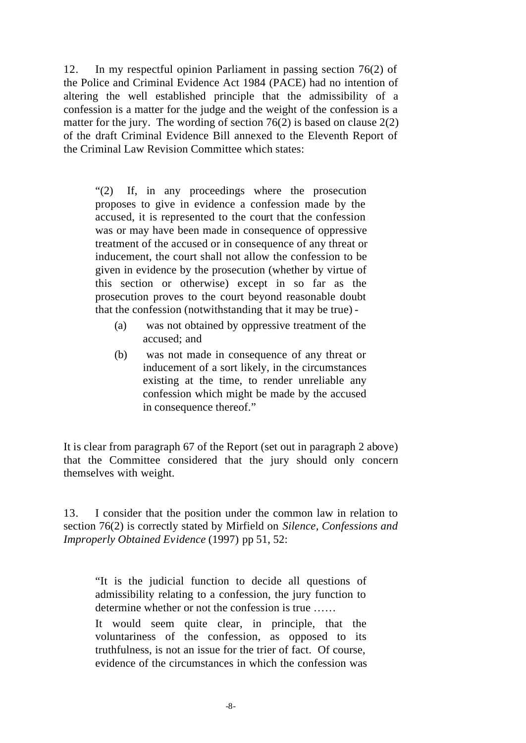12. In my respectful opinion Parliament in passing section 76(2) of the Police and Criminal Evidence Act 1984 (PACE) had no intention of altering the well established principle that the admissibility of a confession is a matter for the judge and the weight of the confession is a matter for the jury. The wording of section 76(2) is based on clause 2(2) of the draft Criminal Evidence Bill annexed to the Eleventh Report of the Criminal Law Revision Committee which states:

> "(2) If, in any proceedings where the prosecution proposes to give in evidence a confession made by the accused, it is represented to the court that the confession was or may have been made in consequence of oppressive treatment of the accused or in consequence of any threat or inducement, the court shall not allow the confession to be given in evidence by the prosecution (whether by virtue of this section or otherwise) except in so far as the prosecution proves to the court beyond reasonable doubt that the confession (notwithstanding that it may be true) -
>
> (a) was not obtained by oppressive treatment of the accused; and
>
> (b) was not made in consequence of any threat or inducement of a sort likely, in the circumstances existing at the time, to render unreliable any confession which might be made by the accused in consequence thereof."

It is clear from paragraph 67 of the Report (set out in paragraph 2 above) that the Committee considered that the jury should only concern themselves with weight.

13. I consider that the position under the common law in relation to section 76(2) is correctly stated by Mirfield on *Silence, Confessions and Improperly Obtained Evidence* (1997) pp 51, 52:

> "It is the judicial function to decide all questions of admissibility relating to a confession, the jury function to determine whether or not the confession is true ……
>
> It would seem quite clear, in principle, that the voluntariness of the confession, as opposed to its truthfulness, is not an issue for the trier of fact. Of course, evidence of the circumstances in which the confession was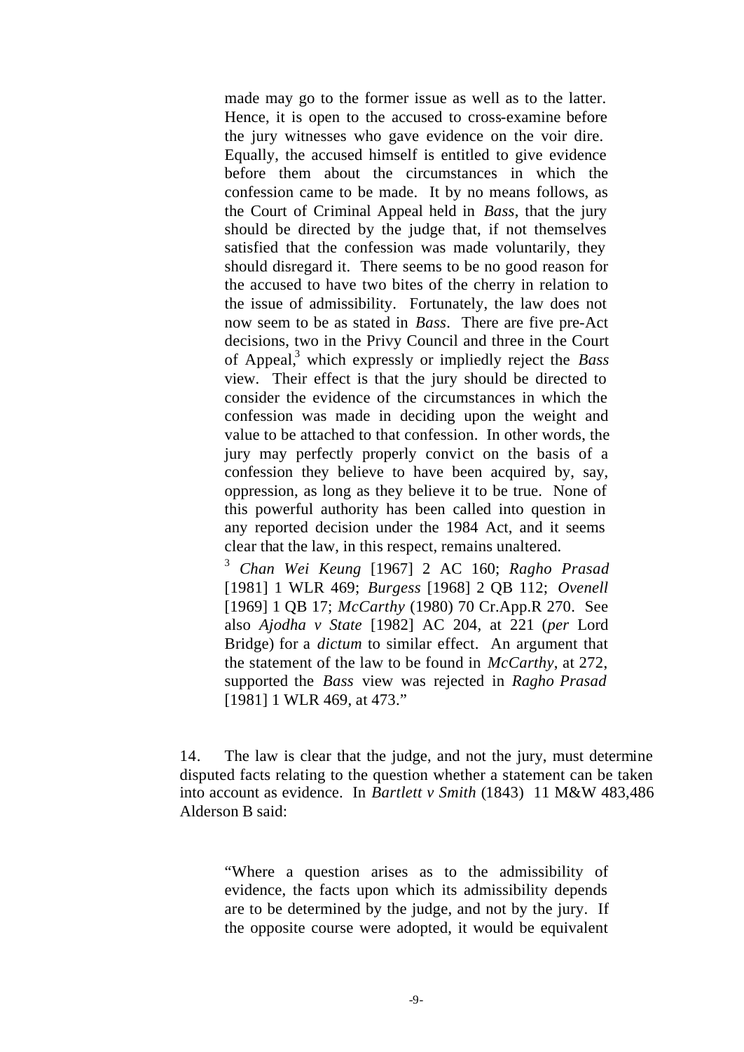> made may go to the former issue as well as to the latter. Hence, it is open to the accused to cross-examine before the jury witnesses who gave evidence on the voir dire. Equally, the accused himself is entitled to give evidence before them about the circumstances in which the confession came to be made. It by no means follows, as the Court of Criminal Appeal held in *Bass*, that the jury should be directed by the judge that, if not themselves satisfied that the confession was made voluntarily, they should disregard it. There seems to be no good reason for the accused to have two bites of the cherry in relation to the issue of admissibility. Fortunately, the law does not now seem to be as stated in *Bass*. There are five pre-Act decisions, two in the Privy Council and three in the Court of Appeal,[3] which expressly or impliedly reject the *Bass* view. Their effect is that the jury should be directed to consider the evidence of the circumstances in which the confession was made in deciding upon the weight and value to be attached to that confession. In other words, the jury may perfectly properly convict on the basis of a confession they believe to have been acquired by, say, oppression, as long as they believe it to be true. None of this powerful authority has been called into question in any reported decision under the 1984 Act, and it seems clear that the law, in this respect, remains unaltered.
>
> [3] *Chan Wei Keung* [1967] 2 AC 160; *Ragho Prasad* [1981] 1 WLR 469; *Burgess* [1968] 2 QB 112; *Ovenell* [1969] 1 QB 17; *McCarthy* (1980) 70 Cr.App.R 270. See also *Ajodha v State* [1982] AC 204, at 221 (*per* Lord Bridge) for a *dictum* to similar effect. An argument that the statement of the law to be found in *McCarthy*, at 272, supported the *Bass* view was rejected in *Ragho Prasad* [1981] 1 WLR 469, at 473."

14. The law is clear that the judge, and not the jury, must determine disputed facts relating to the question whether a statement can be taken into account as evidence. In *Bartlett v Smith* (1843) 11 M&W 483,486 Alderson B said:

> "Where a question arises as to the admissibility of evidence, the facts upon which its admissibility depends are to be determined by the judge, and not by the jury. If the opposite course were adopted, it would be equivalent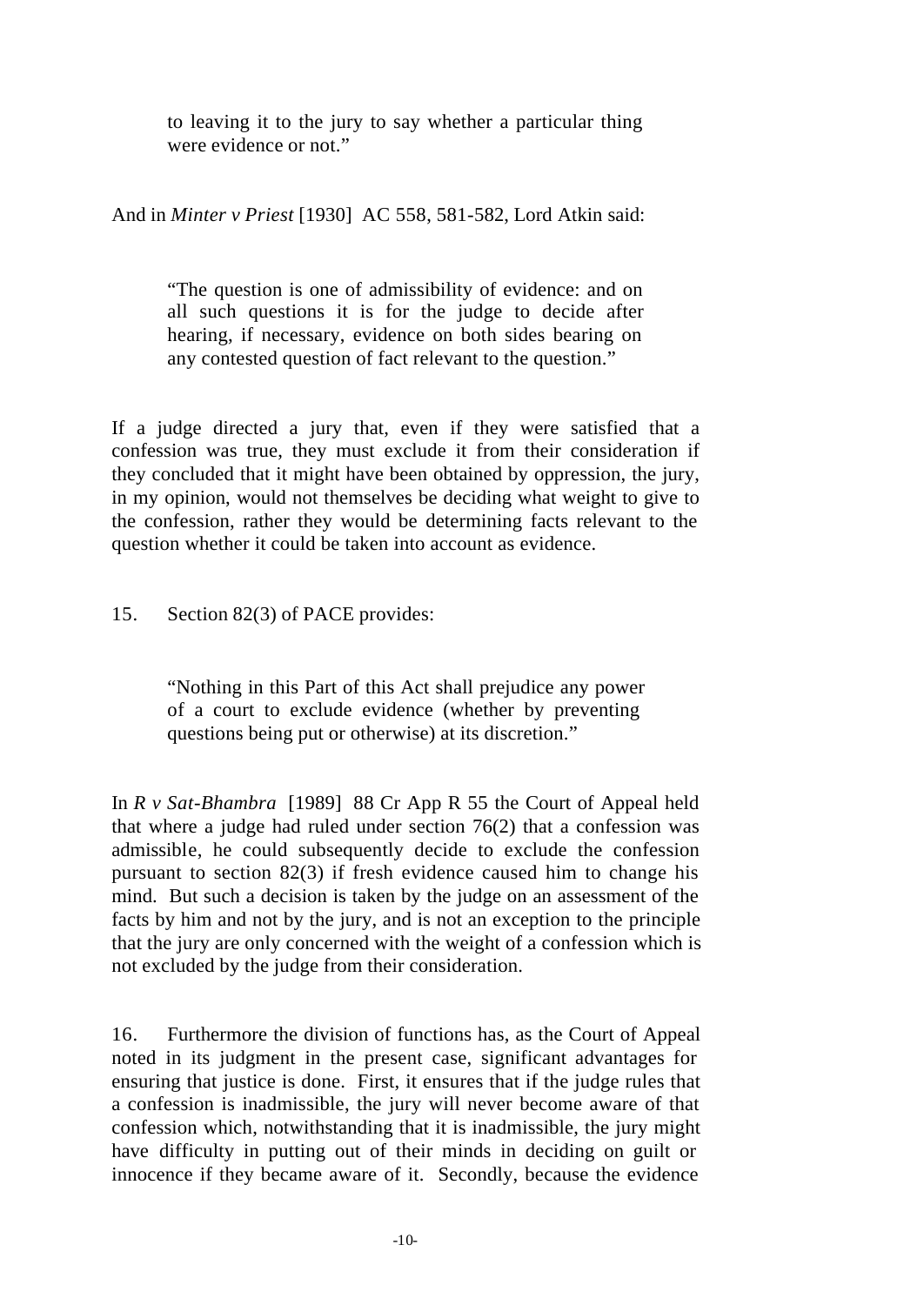> to leaving it to the jury to say whether a particular thing were evidence or not."

And in *Minter v Priest* [1930] AC 558, 581-582, Lord Atkin said:

> "The question is one of admissibility of evidence: and on all such questions it is for the judge to decide after hearing, if necessary, evidence on both sides bearing on any contested question of fact relevant to the question."

If a judge directed a jury that, even if they were satisfied that a confession was true, they must exclude it from their consideration if they concluded that it might have been obtained by oppression, the jury, in my opinion, would not themselves be deciding what weight to give to the confession, rather they would be determining facts relevant to the question whether it could be taken into account as evidence.

15. Section 82(3) of PACE provides:

> "Nothing in this Part of this Act shall prejudice any power of a court to exclude evidence (whether by preventing questions being put or otherwise) at its discretion."

In *R v Sat-Bhambra* [1989] 88 Cr App R 55 the Court of Appeal held that where a judge had ruled under section 76(2) that a confession was admissible, he could subsequently decide to exclude the confession pursuant to section 82(3) if fresh evidence caused him to change his mind. But such a decision is taken by the judge on an assessment of the facts by him and not by the jury, and is not an exception to the principle that the jury are only concerned with the weight of a confession which is not excluded by the judge from their consideration.

16. Furthermore the division of functions has, as the Court of Appeal noted in its judgment in the present case, significant advantages for ensuring that justice is done. First, it ensures that if the judge rules that a confession is inadmissible, the jury will never become aware of that confession which, notwithstanding that it is inadmissible, the jury might have difficulty in putting out of their minds in deciding on guilt or innocence if they became aware of it. Secondly, because the evidence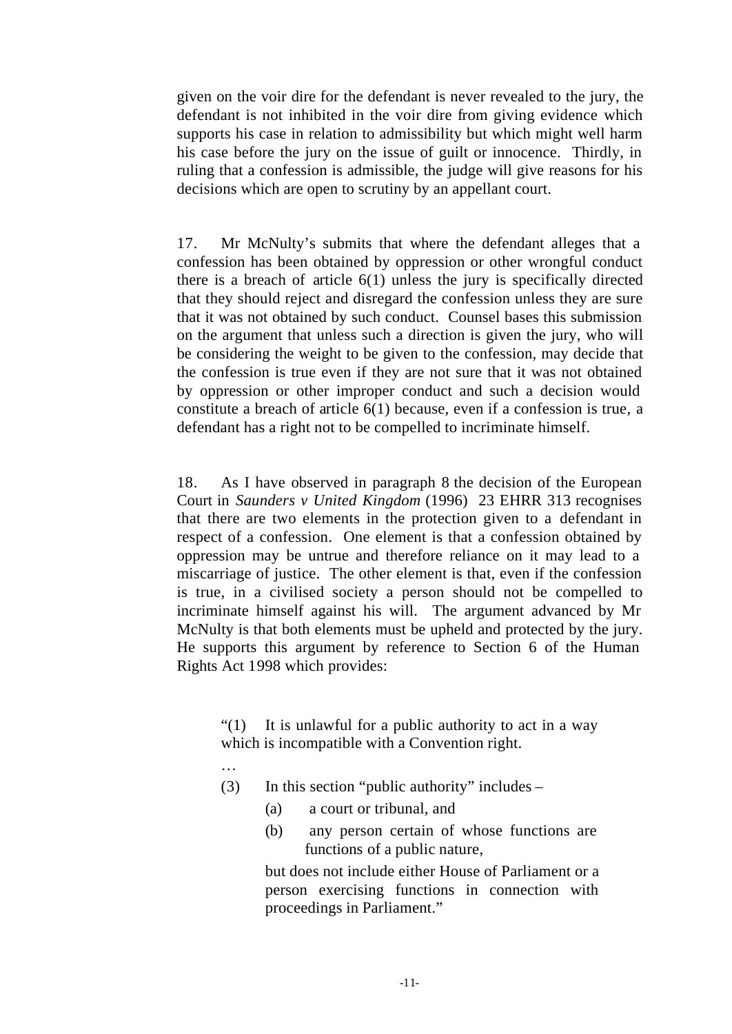given on the voir dire for the defendant is never revealed to the jury, the defendant is not inhibited in the voir dire from giving evidence which supports his case in relation to admissibility but which might well harm his case before the jury on the issue of guilt or innocence. Thirdly, in ruling that a confession is admissible, the judge will give reasons for his decisions which are open to scrutiny by an appellant court.

17. Mr McNulty's submits that where the defendant alleges that a confession has been obtained by oppression or other wrongful conduct there is a breach of article 6(1) unless the jury is specifically directed that they should reject and disregard the confession unless they are sure that it was not obtained by such conduct. Counsel bases this submission on the argument that unless such a direction is given the jury, who will be considering the weight to be given to the confession, may decide that the confession is true even if they are not sure that it was not obtained by oppression or other improper conduct and such a decision would constitute a breach of article 6(1) because, even if a confession is true, a defendant has a right not to be compelled to incriminate himself.

18. As I have observed in paragraph 8 the decision of the European Court in *Saunders v United Kingdom* (1996) 23 EHRR 313 recognises that there are two elements in the protection given to a defendant in respect of a confession. One element is that a confession obtained by oppression may be untrue and therefore reliance on it may lead to a miscarriage of justice. The other element is that, even if the confession is true, in a civilised society a person should not be compelled to incriminate himself against his will. The argument advanced by Mr McNulty is that both elements must be upheld and protected by the jury. He supports this argument by reference to Section 6 of the Human Rights Act 1998 which provides:

> "(1) It is unlawful for a public authority to act in a way which is incompatible with a Convention right.
>
> …
>
> (3) In this section "public authority" includes –
>
> (a) a court or tribunal, and
>
> (b) any person certain of whose functions are functions of a public nature,
>
> but does not include either House of Parliament or a person exercising functions in connection with proceedings in Parliament."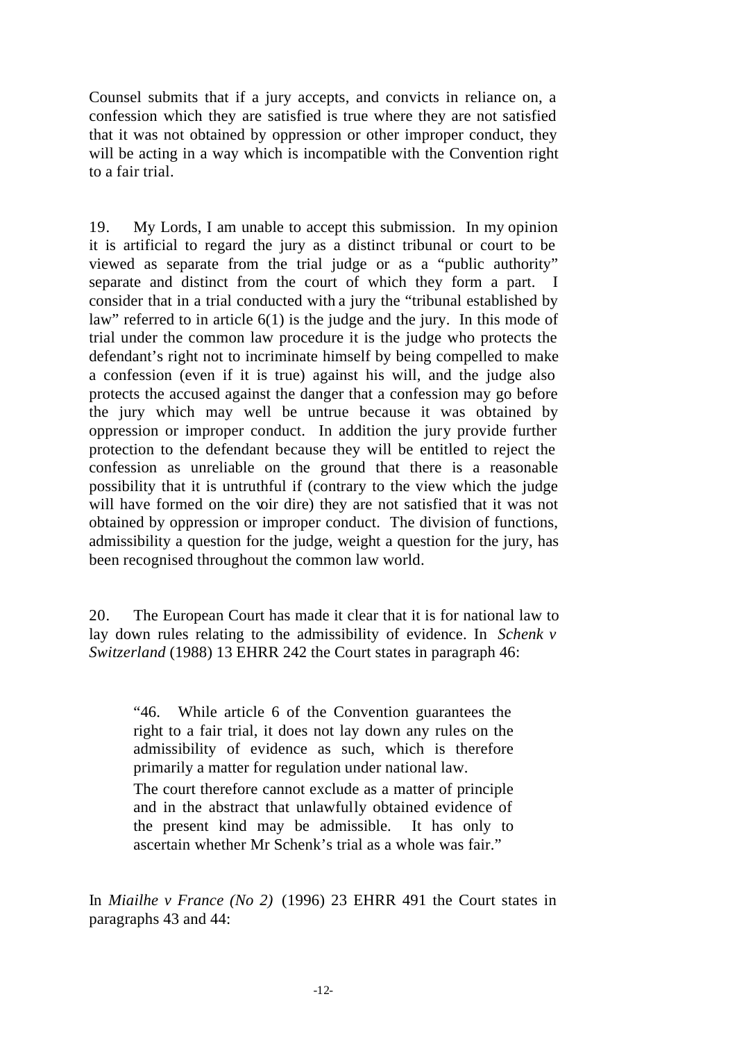Counsel submits that if a jury accepts, and convicts in reliance on, a confession which they are satisfied is true where they are not satisfied that it was not obtained by oppression or other improper conduct, they will be acting in a way which is incompatible with the Convention right to a fair trial.

19. My Lords, I am unable to accept this submission. In my opinion it is artificial to regard the jury as a distinct tribunal or court to be viewed as separate from the trial judge or as a "public authority" separate and distinct from the court of which they form a part. I consider that in a trial conducted with a jury the "tribunal established by law" referred to in article 6(1) is the judge and the jury. In this mode of trial under the common law procedure it is the judge who protects the defendant's right not to incriminate himself by being compelled to make a confession (even if it is true) against his will, and the judge also protects the accused against the danger that a confession may go before the jury which may well be untrue because it was obtained by oppression or improper conduct. In addition the jury provide further protection to the defendant because they will be entitled to reject the confession as unreliable on the ground that there is a reasonable possibility that it is untruthful if (contrary to the view which the judge will have formed on the voir dire) they are not satisfied that it was not obtained by oppression or improper conduct. The division of functions, admissibility a question for the judge, weight a question for the jury, has been recognised throughout the common law world.

20. The European Court has made it clear that it is for national law to lay down rules relating to the admissibility of evidence. In *Schenk v Switzerland* (1988) 13 EHRR 242 the Court states in paragraph 46:

> "46. While article 6 of the Convention guarantees the right to a fair trial, it does not lay down any rules on the admissibility of evidence as such, which is therefore primarily a matter for regulation under national law.
>
> The court therefore cannot exclude as a matter of principle and in the abstract that unlawfully obtained evidence of the present kind may be admissible. It has only to ascertain whether Mr Schenk's trial as a whole was fair."

In *Miailhe v France (No 2)* (1996) 23 EHRR 491 the Court states in paragraphs 43 and 44: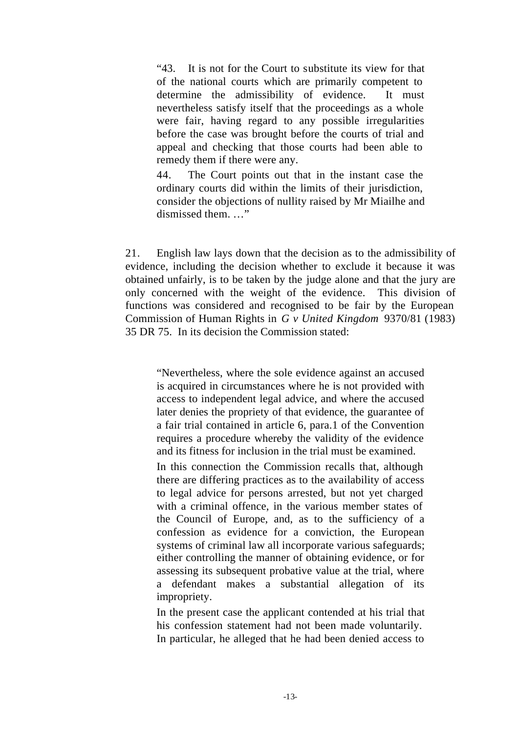> "43. It is not for the Court to substitute its view for that of the national courts which are primarily competent to determine the admissibility of evidence. It must nevertheless satisfy itself that the proceedings as a whole were fair, having regard to any possible irregularities before the case was brought before the courts of trial and appeal and checking that those courts had been able to remedy them if there were any.
>
> 44. The Court points out that in the instant case the ordinary courts did within the limits of their jurisdiction, consider the objections of nullity raised by Mr Miailhe and dismissed them. …"

21. English law lays down that the decision as to the admissibility of evidence, including the decision whether to exclude it because it was obtained unfairly, is to be taken by the judge alone and that the jury are only concerned with the weight of the evidence. This division of functions was considered and recognised to be fair by the European Commission of Human Rights in *G v United Kingdom* 9370/81 (1983) 35 DR 75. In its decision the Commission stated:

> "Nevertheless, where the sole evidence against an accused is acquired in circumstances where he is not provided with access to independent legal advice, and where the accused later denies the propriety of that evidence, the guarantee of a fair trial contained in article 6, para.1 of the Convention requires a procedure whereby the validity of the evidence and its fitness for inclusion in the trial must be examined.
>
> In this connection the Commission recalls that, although there are differing practices as to the availability of access to legal advice for persons arrested, but not yet charged with a criminal offence, in the various member states of the Council of Europe, and, as to the sufficiency of a confession as evidence for a conviction, the European systems of criminal law all incorporate various safeguards; either controlling the manner of obtaining evidence, or for assessing its subsequent probative value at the trial, where a defendant makes a substantial allegation of its impropriety.
>
> In the present case the applicant contended at his trial that his confession statement had not been made voluntarily. In particular, he alleged that he had been denied access to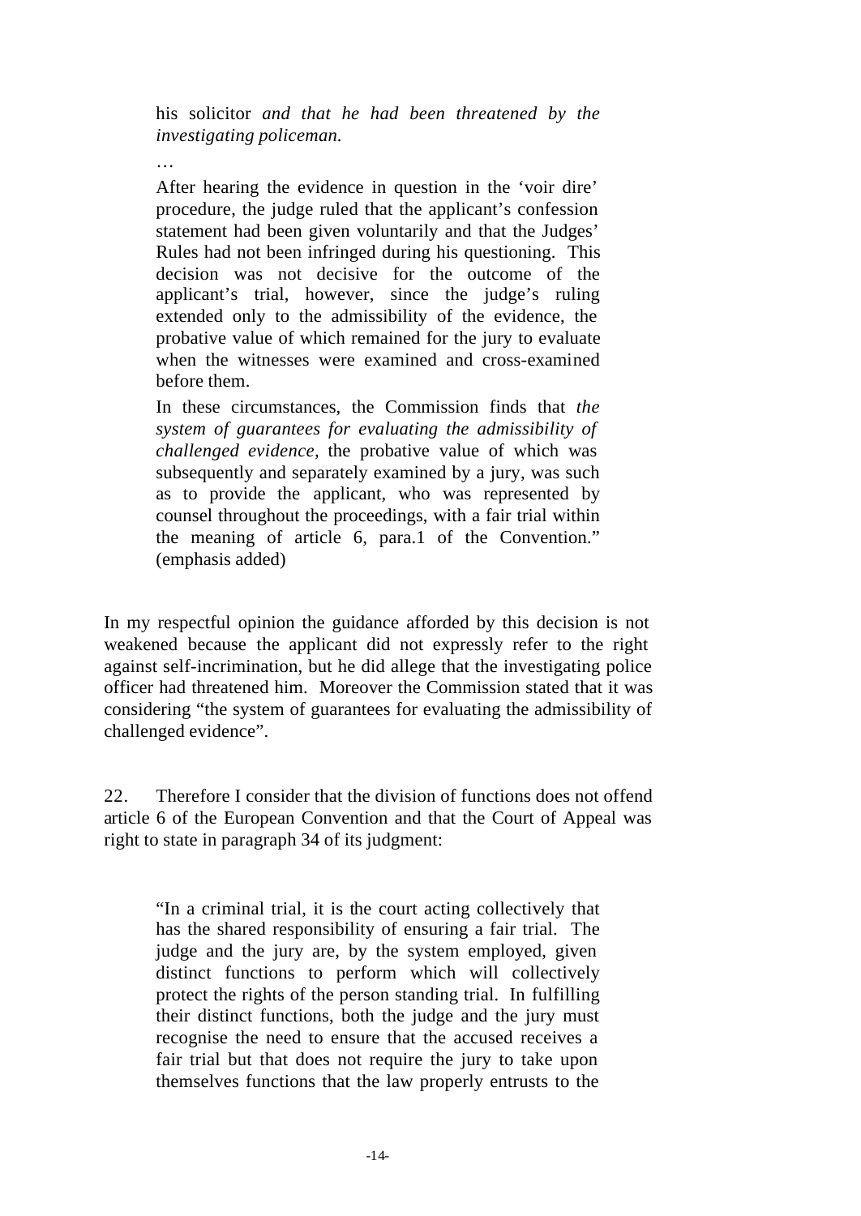> his solicitor *and that he had been threatened by the investigating policeman.*
>
> …
>
> After hearing the evidence in question in the 'voir dire' procedure, the judge ruled that the applicant's confession statement had been given voluntarily and that the Judges' Rules had not been infringed during his questioning. This decision was not decisive for the outcome of the applicant's trial, however, since the judge's ruling extended only to the admissibility of the evidence, the probative value of which remained for the jury to evaluate when the witnesses were examined and cross-examined before them.
>
> In these circumstances, the Commission finds that *the system of guarantees for evaluating the admissibility of challenged evidence*, the probative value of which was subsequently and separately examined by a jury, was such as to provide the applicant, who was represented by counsel throughout the proceedings, with a fair trial within the meaning of article 6, para.1 of the Convention." (emphasis added)

In my respectful opinion the guidance afforded by this decision is not weakened because the applicant did not expressly refer to the right against self-incrimination, but he did allege that the investigating police officer had threatened him. Moreover the Commission stated that it was considering "the system of guarantees for evaluating the admissibility of challenged evidence".

22. Therefore I consider that the division of functions does not offend article 6 of the European Convention and that the Court of Appeal was right to state in paragraph 34 of its judgment:

> "In a criminal trial, it is the court acting collectively that has the shared responsibility of ensuring a fair trial. The judge and the jury are, by the system employed, given distinct functions to perform which will collectively protect the rights of the person standing trial. In fulfilling their distinct functions, both the judge and the jury must recognise the need to ensure that the accused receives a fair trial but that does not require the jury to take upon themselves functions that the law properly entrusts to the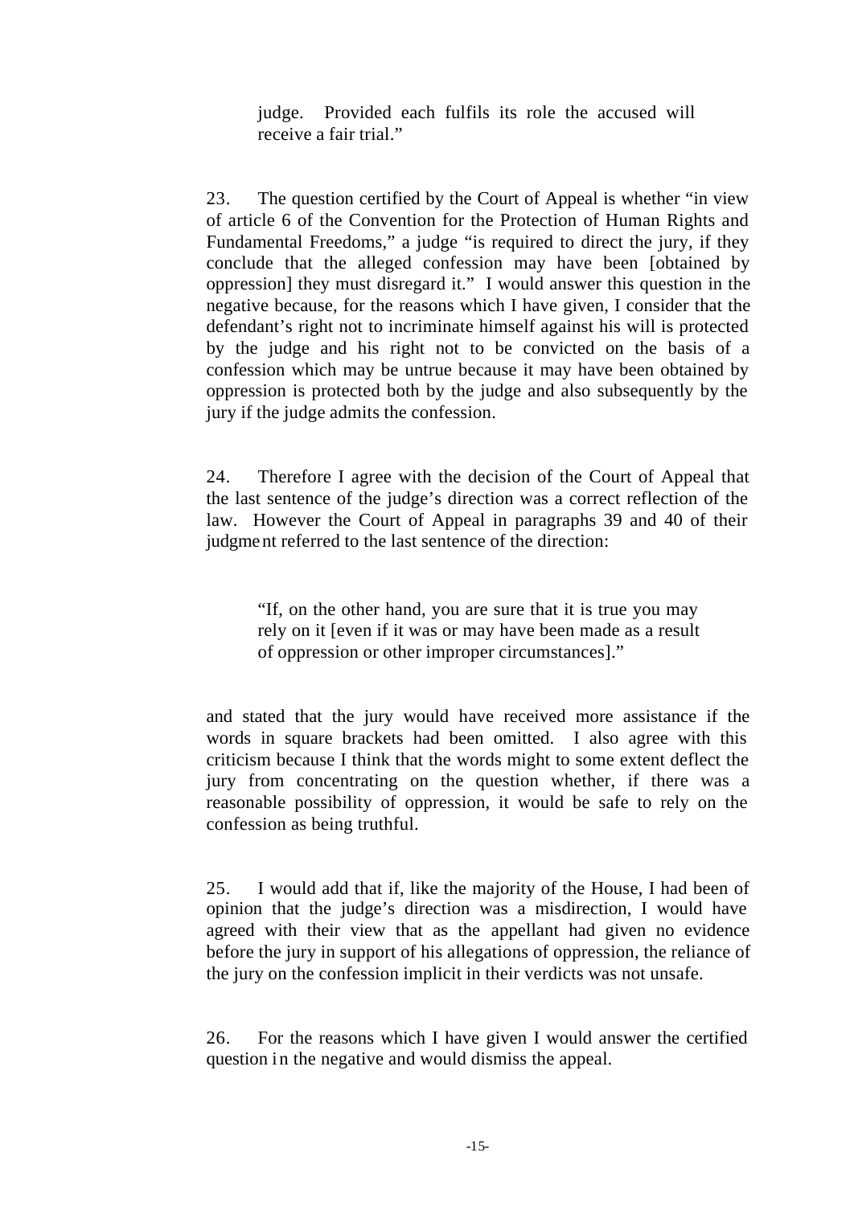> judge. Provided each fulfils its role the accused will receive a fair trial."

23. The question certified by the Court of Appeal is whether "in view of article 6 of the Convention for the Protection of Human Rights and Fundamental Freedoms," a judge "is required to direct the jury, if they conclude that the alleged confession may have been [obtained by oppression] they must disregard it." I would answer this question in the negative because, for the reasons which I have given, I consider that the defendant's right not to incriminate himself against his will is protected by the judge and his right not to be convicted on the basis of a confession which may be untrue because it may have been obtained by oppression is protected both by the judge and also subsequently by the jury if the judge admits the confession.

24. Therefore I agree with the decision of the Court of Appeal that the last sentence of the judge's direction was a correct reflection of the law. However the Court of Appeal in paragraphs 39 and 40 of their judgment referred to the last sentence of the direction:

> "If, on the other hand, you are sure that it is true you may rely on it [even if it was or may have been made as a result of oppression or other improper circumstances]."

and stated that the jury would have received more assistance if the words in square brackets had been omitted. I also agree with this criticism because I think that the words might to some extent deflect the jury from concentrating on the question whether, if there was a reasonable possibility of oppression, it would be safe to rely on the confession as being truthful.

25. I would add that if, like the majority of the House, I had been of opinion that the judge's direction was a misdirection, I would have agreed with their view that as the appellant had given no evidence before the jury in support of his allegations of oppression, the reliance of the jury on the confession implicit in their verdicts was not unsafe.

26. For the reasons which I have given I would answer the certified question in the negative and would dismiss the appeal.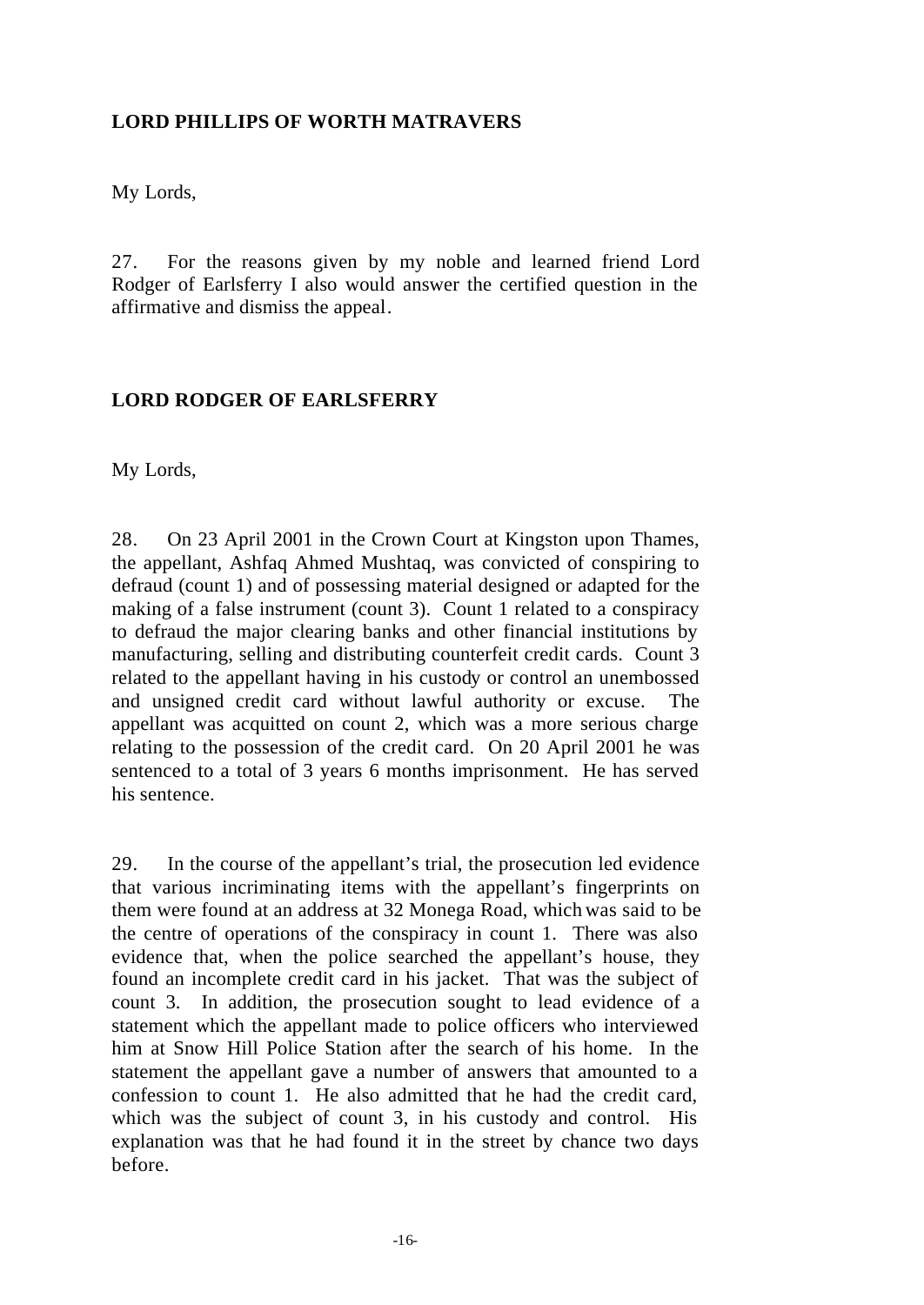**LORD PHILLIPS OF WORTH MATRAVERS**

My Lords,

27. For the reasons given by my noble and learned friend Lord Rodger of Earlsferry I also would answer the certified question in the affirmative and dismiss the appeal.

**LORD RODGER OF EARLSFERRY**

My Lords,

28. On 23 April 2001 in the Crown Court at Kingston upon Thames, the appellant, Ashfaq Ahmed Mushtaq, was convicted of conspiring to defraud (count 1) and of possessing material designed or adapted for the making of a false instrument (count 3). Count 1 related to a conspiracy to defraud the major clearing banks and other financial institutions by manufacturing, selling and distributing counterfeit credit cards. Count 3 related to the appellant having in his custody or control an unembossed and unsigned credit card without lawful authority or excuse. The appellant was acquitted on count 2, which was a more serious charge relating to the possession of the credit card. On 20 April 2001 he was sentenced to a total of 3 years 6 months imprisonment. He has served his sentence.

29. In the course of the appellant's trial, the prosecution led evidence that various incriminating items with the appellant's fingerprints on them were found at an address at 32 Monega Road, which was said to be the centre of operations of the conspiracy in count 1. There was also evidence that, when the police searched the appellant's house, they found an incomplete credit card in his jacket. That was the subject of count 3. In addition, the prosecution sought to lead evidence of a statement which the appellant made to police officers who interviewed him at Snow Hill Police Station after the search of his home. In the statement the appellant gave a number of answers that amounted to a confession to count 1. He also admitted that he had the credit card, which was the subject of count 3, in his custody and control. His explanation was that he had found it in the street by chance two days before.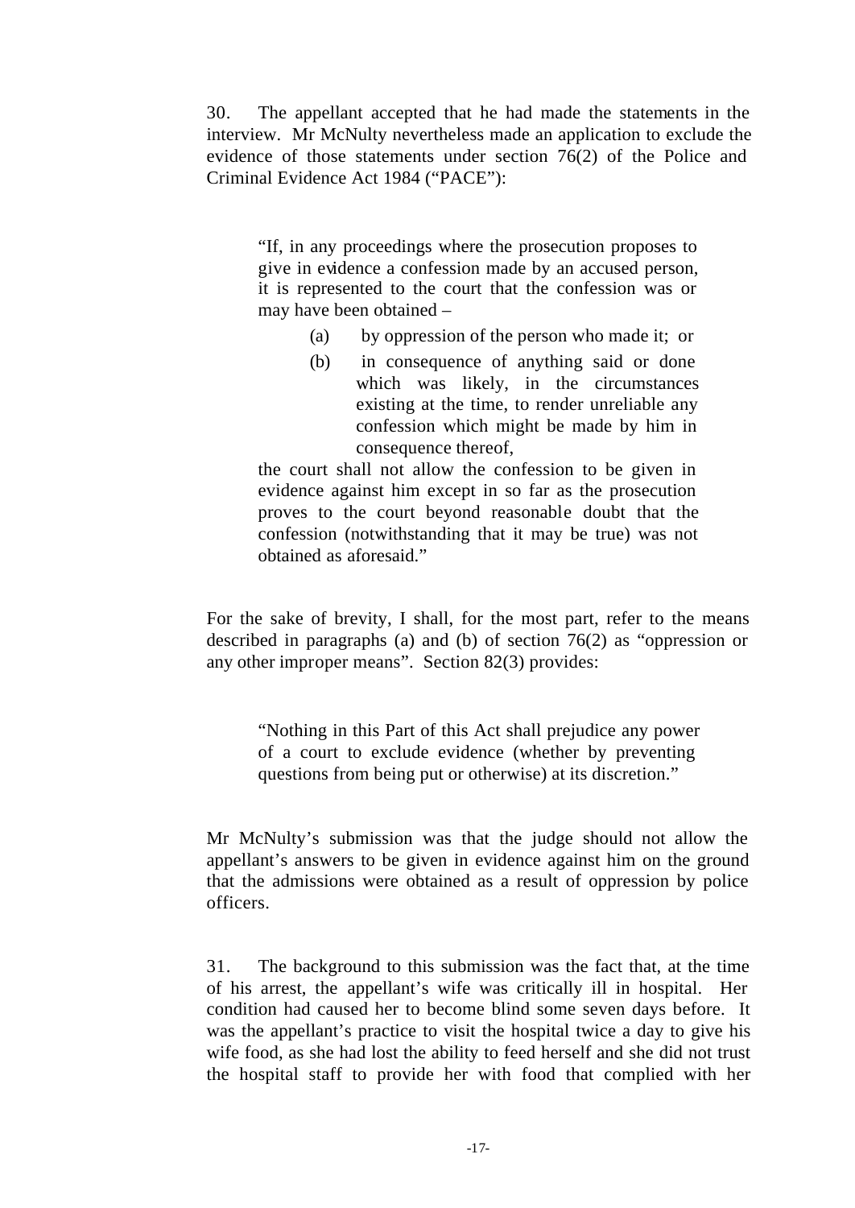30. The appellant accepted that he had made the statements in the interview. Mr McNulty nevertheless made an application to exclude the evidence of those statements under section 76(2) of the Police and Criminal Evidence Act 1984 ("PACE"):

> "If, in any proceedings where the prosecution proposes to give in evidence a confession made by an accused person, it is represented to the court that the confession was or may have been obtained –
>
> (a) by oppression of the person who made it; or
>
> (b) in consequence of anything said or done which was likely, in the circumstances existing at the time, to render unreliable any confession which might be made by him in consequence thereof,
>
> the court shall not allow the confession to be given in evidence against him except in so far as the prosecution proves to the court beyond reasonable doubt that the confession (notwithstanding that it may be true) was not obtained as aforesaid."

For the sake of brevity, I shall, for the most part, refer to the means described in paragraphs (a) and (b) of section 76(2) as "oppression or any other improper means". Section 82(3) provides:

> "Nothing in this Part of this Act shall prejudice any power of a court to exclude evidence (whether by preventing questions from being put or otherwise) at its discretion."

Mr McNulty's submission was that the judge should not allow the appellant's answers to be given in evidence against him on the ground that the admissions were obtained as a result of oppression by police officers.

31. The background to this submission was the fact that, at the time of his arrest, the appellant's wife was critically ill in hospital. Her condition had caused her to become blind some seven days before. It was the appellant's practice to visit the hospital twice a day to give his wife food, as she had lost the ability to feed herself and she did not trust the hospital staff to provide her with food that complied with her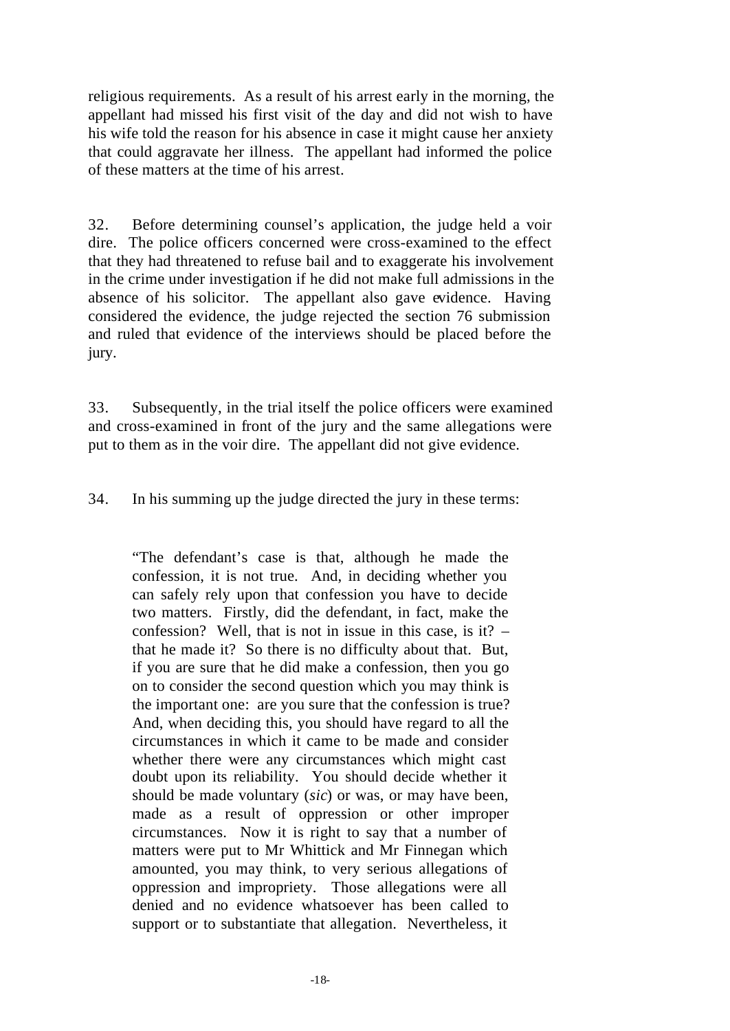religious requirements. As a result of his arrest early in the morning, the appellant had missed his first visit of the day and did not wish to have his wife told the reason for his absence in case it might cause her anxiety that could aggravate her illness. The appellant had informed the police of these matters at the time of his arrest.

32. Before determining counsel's application, the judge held a voir dire. The police officers concerned were cross-examined to the effect that they had threatened to refuse bail and to exaggerate his involvement in the crime under investigation if he did not make full admissions in the absence of his solicitor. The appellant also gave evidence. Having considered the evidence, the judge rejected the section 76 submission and ruled that evidence of the interviews should be placed before the jury.

33. Subsequently, in the trial itself the police officers were examined and cross-examined in front of the jury and the same allegations were put to them as in the voir dire. The appellant did not give evidence.

34. In his summing up the judge directed the jury in these terms:

> "The defendant's case is that, although he made the confession, it is not true. And, in deciding whether you can safely rely upon that confession you have to decide two matters. Firstly, did the defendant, in fact, make the confession? Well, that is not in issue in this case, is it? – that he made it? So there is no difficulty about that. But, if you are sure that he did make a confession, then you go on to consider the second question which you may think is the important one: are you sure that the confession is true? And, when deciding this, you should have regard to all the circumstances in which it came to be made and consider whether there were any circumstances which might cast doubt upon its reliability. You should decide whether it should be made voluntary (*sic*) or was, or may have been, made as a result of oppression or other improper circumstances. Now it is right to say that a number of matters were put to Mr Whittick and Mr Finnegan which amounted, you may think, to very serious allegations of oppression and impropriety. Those allegations were all denied and no evidence whatsoever has been called to support or to substantiate that allegation. Nevertheless, it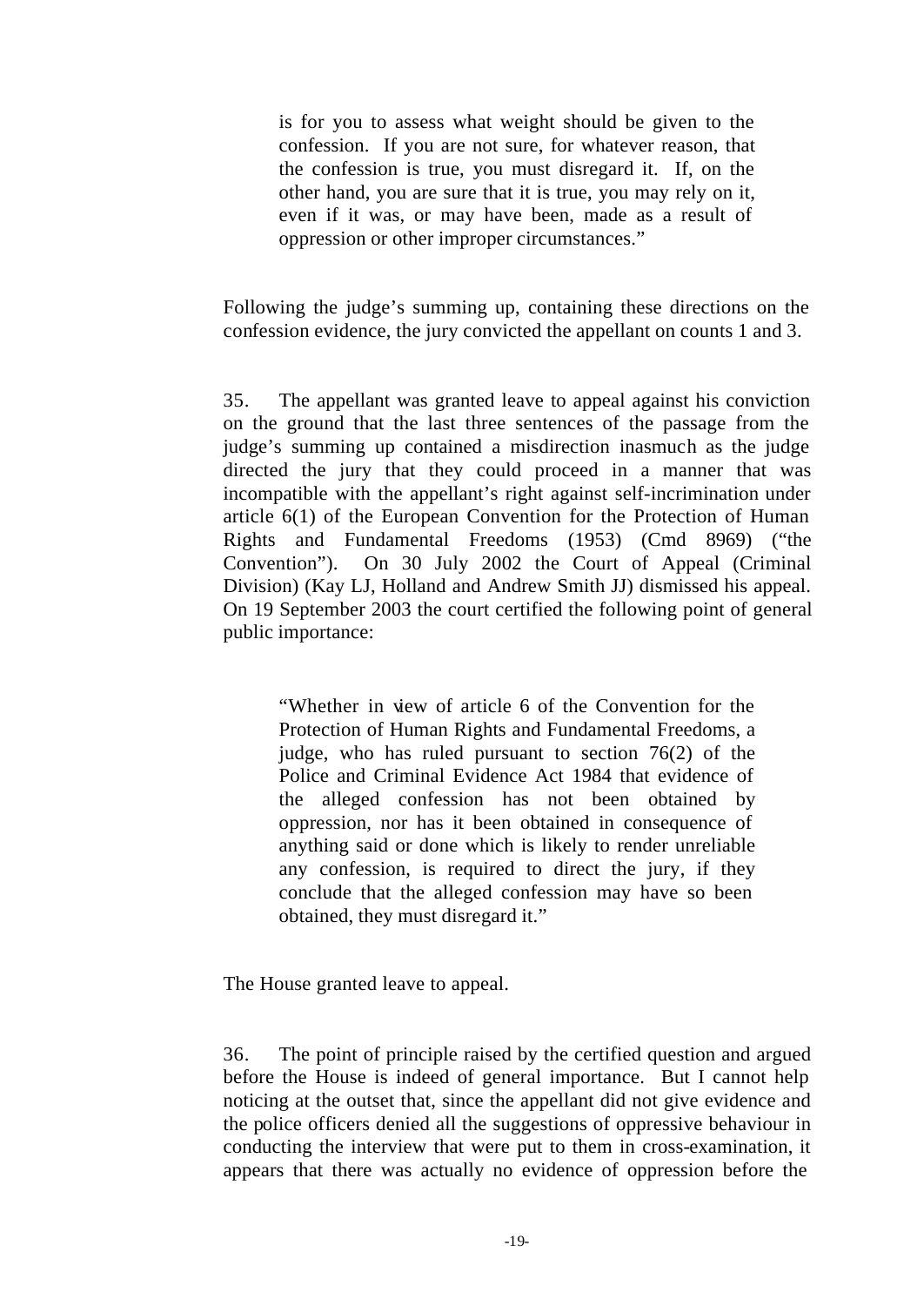> is for you to assess what weight should be given to the confession. If you are not sure, for whatever reason, that the confession is true, you must disregard it. If, on the other hand, you are sure that it is true, you may rely on it, even if it was, or may have been, made as a result of oppression or other improper circumstances."

Following the judge's summing up, containing these directions on the confession evidence, the jury convicted the appellant on counts 1 and 3.

35. The appellant was granted leave to appeal against his conviction on the ground that the last three sentences of the passage from the judge's summing up contained a misdirection inasmuch as the judge directed the jury that they could proceed in a manner that was incompatible with the appellant's right against self-incrimination under article 6(1) of the European Convention for the Protection of Human Rights and Fundamental Freedoms (1953) (Cmd 8969) ("the Convention"). On 30 July 2002 the Court of Appeal (Criminal Division) (Kay LJ, Holland and Andrew Smith JJ) dismissed his appeal. On 19 September 2003 the court certified the following point of general public importance:

> "Whether in view of article 6 of the Convention for the Protection of Human Rights and Fundamental Freedoms, a judge, who has ruled pursuant to section 76(2) of the Police and Criminal Evidence Act 1984 that evidence of the alleged confession has not been obtained by oppression, nor has it been obtained in consequence of anything said or done which is likely to render unreliable any confession, is required to direct the jury, if they conclude that the alleged confession may have so been obtained, they must disregard it."

The House granted leave to appeal.

36. The point of principle raised by the certified question and argued before the House is indeed of general importance. But I cannot help noticing at the outset that, since the appellant did not give evidence and the police officers denied all the suggestions of oppressive behaviour in conducting the interview that were put to them in cross-examination, it appears that there was actually no evidence of oppression before the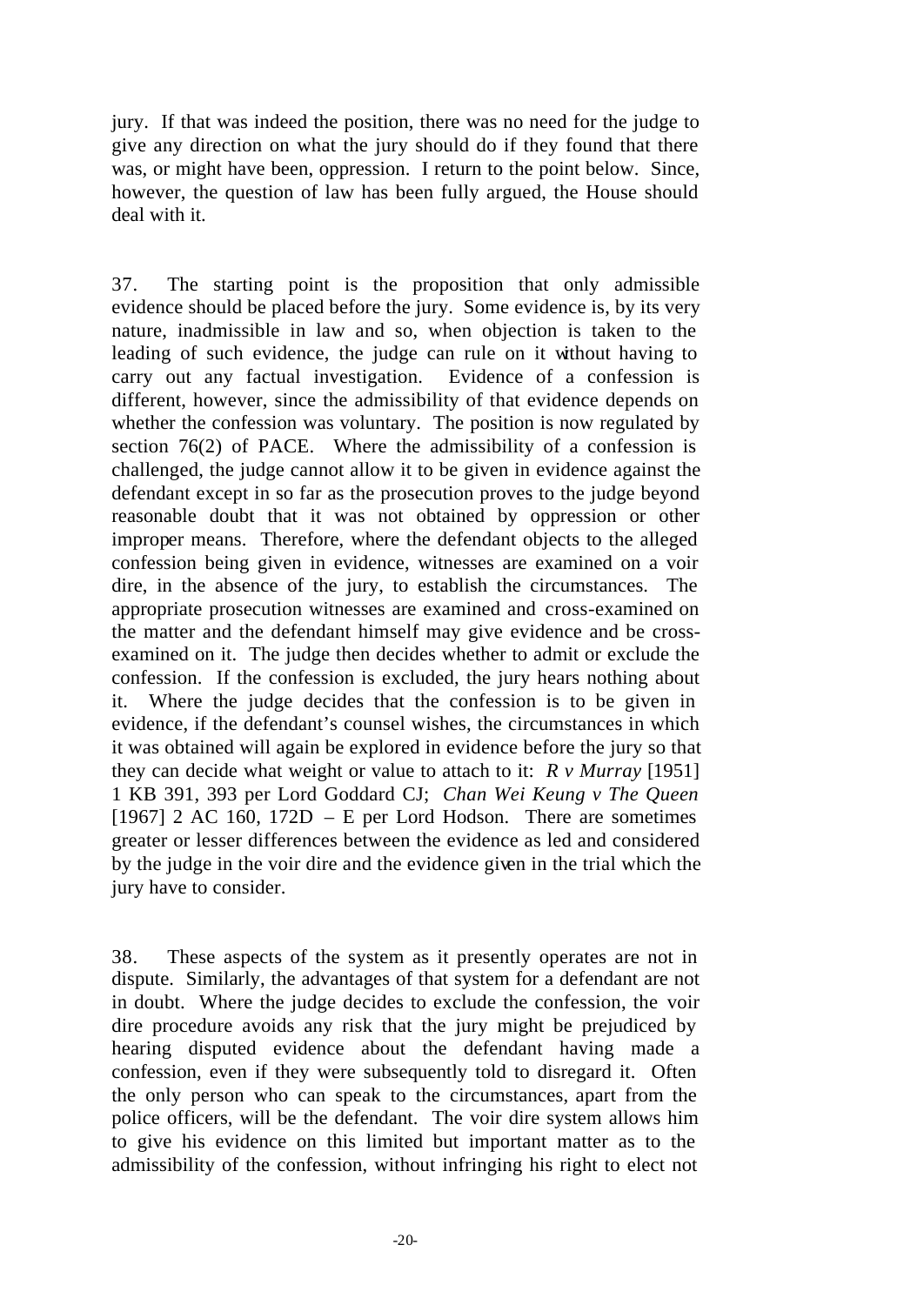jury. If that was indeed the position, there was no need for the judge to give any direction on what the jury should do if they found that there was, or might have been, oppression. I return to the point below. Since, however, the question of law has been fully argued, the House should deal with it.

37. The starting point is the proposition that only admissible evidence should be placed before the jury. Some evidence is, by its very nature, inadmissible in law and so, when objection is taken to the leading of such evidence, the judge can rule on it without having to carry out any factual investigation. Evidence of a confession is different, however, since the admissibility of that evidence depends on whether the confession was voluntary. The position is now regulated by section 76(2) of PACE. Where the admissibility of a confession is challenged, the judge cannot allow it to be given in evidence against the defendant except in so far as the prosecution proves to the judge beyond reasonable doubt that it was not obtained by oppression or other improper means. Therefore, where the defendant objects to the alleged confession being given in evidence, witnesses are examined on a voir dire, in the absence of the jury, to establish the circumstances. The appropriate prosecution witnesses are examined and cross-examined on the matter and the defendant himself may give evidence and be cross-examined on it. The judge then decides whether to admit or exclude the confession. If the confession is excluded, the jury hears nothing about it. Where the judge decides that the confession is to be given in evidence, if the defendant's counsel wishes, the circumstances in which it was obtained will again be explored in evidence before the jury so that they can decide what weight or value to attach to it: *R v Murray* [1951] 1 KB 391, 393 per Lord Goddard CJ; *Chan Wei Keung v The Queen* [1967] 2 AC 160, 172D – E per Lord Hodson. There are sometimes greater or lesser differences between the evidence as led and considered by the judge in the voir dire and the evidence given in the trial which the jury have to consider.

38. These aspects of the system as it presently operates are not in dispute. Similarly, the advantages of that system for a defendant are not in doubt. Where the judge decides to exclude the confession, the voir dire procedure avoids any risk that the jury might be prejudiced by hearing disputed evidence about the defendant having made a confession, even if they were subsequently told to disregard it. Often the only person who can speak to the circumstances, apart from the police officers, will be the defendant. The voir dire system allows him to give his evidence on this limited but important matter as to the admissibility of the confession, without infringing his right to elect not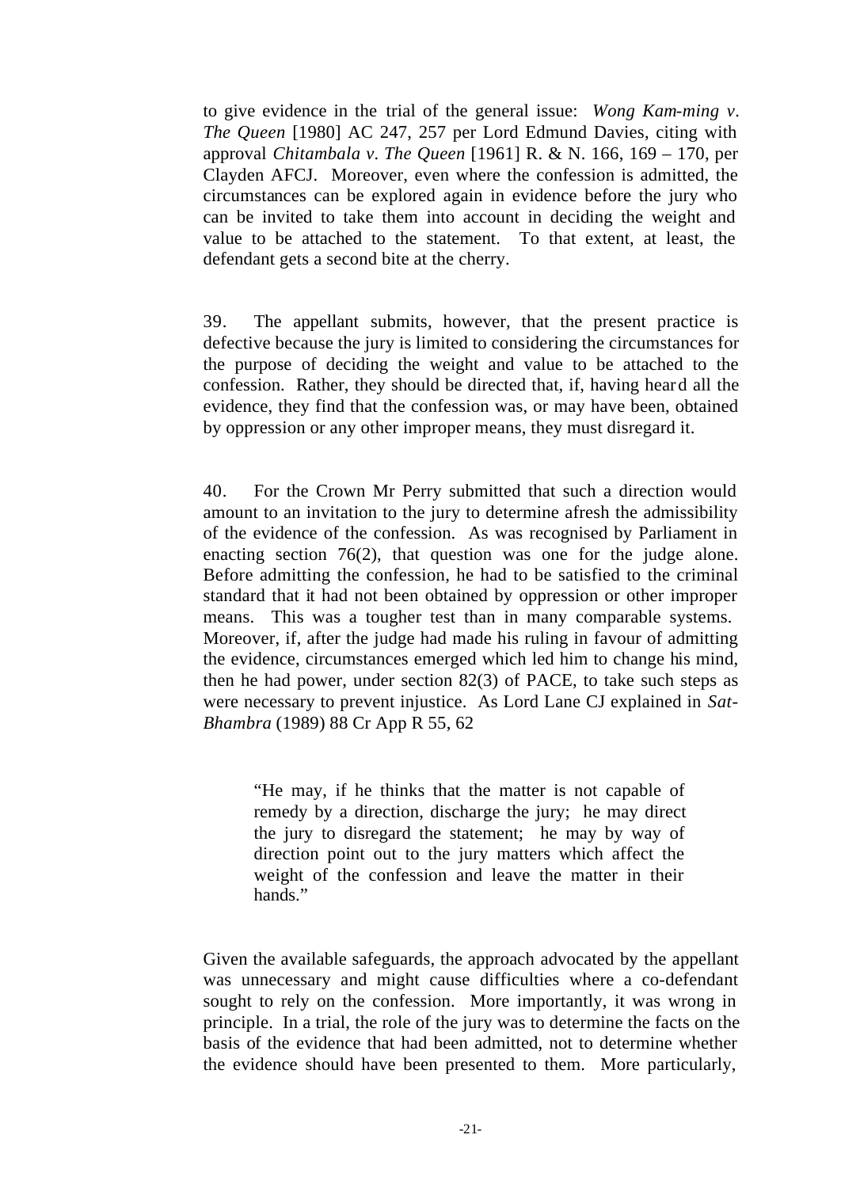to give evidence in the trial of the general issue: *Wong Kam-ming v. The Queen* [1980] AC 247, 257 per Lord Edmund Davies, citing with approval *Chitambala v. The Queen* [1961] R. & N. 166, 169 – 170, per Clayden AFCJ. Moreover, even where the confession is admitted, the circumstances can be explored again in evidence before the jury who can be invited to take them into account in deciding the weight and value to be attached to the statement. To that extent, at least, the defendant gets a second bite at the cherry.

39. The appellant submits, however, that the present practice is defective because the jury is limited to considering the circumstances for the purpose of deciding the weight and value to be attached to the confession. Rather, they should be directed that, if, having heard all the evidence, they find that the confession was, or may have been, obtained by oppression or any other improper means, they must disregard it.

40. For the Crown Mr Perry submitted that such a direction would amount to an invitation to the jury to determine afresh the admissibility of the evidence of the confession. As was recognised by Parliament in enacting section 76(2), that question was one for the judge alone. Before admitting the confession, he had to be satisfied to the criminal standard that it had not been obtained by oppression or other improper means. This was a tougher test than in many comparable systems. Moreover, if, after the judge had made his ruling in favour of admitting the evidence, circumstances emerged which led him to change his mind, then he had power, under section 82(3) of PACE, to take such steps as were necessary to prevent injustice. As Lord Lane CJ explained in *Sat-Bhambra* (1989) 88 Cr App R 55, 62

> "He may, if he thinks that the matter is not capable of remedy by a direction, discharge the jury; he may direct the jury to disregard the statement; he may by way of direction point out to the jury matters which affect the weight of the confession and leave the matter in their hands."

Given the available safeguards, the approach advocated by the appellant was unnecessary and might cause difficulties where a co-defendant sought to rely on the confession. More importantly, it was wrong in principle. In a trial, the role of the jury was to determine the facts on the basis of the evidence that had been admitted, not to determine whether the evidence should have been presented to them. More particularly,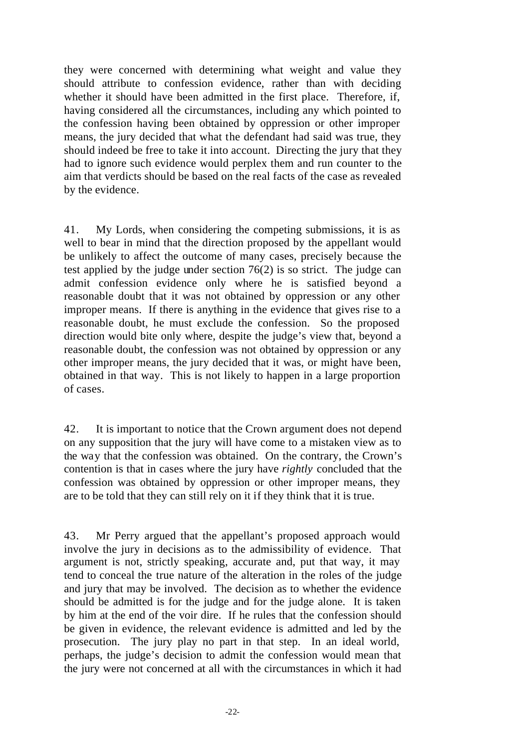they were concerned with determining what weight and value they should attribute to confession evidence, rather than with deciding whether it should have been admitted in the first place. Therefore, if, having considered all the circumstances, including any which pointed to the confession having been obtained by oppression or other improper means, the jury decided that what the defendant had said was true, they should indeed be free to take it into account. Directing the jury that they had to ignore such evidence would perplex them and run counter to the aim that verdicts should be based on the real facts of the case as revealed by the evidence.

41. My Lords, when considering the competing submissions, it is as well to bear in mind that the direction proposed by the appellant would be unlikely to affect the outcome of many cases, precisely because the test applied by the judge under section 76(2) is so strict. The judge can admit confession evidence only where he is satisfied beyond a reasonable doubt that it was not obtained by oppression or any other improper means. If there is anything in the evidence that gives rise to a reasonable doubt, he must exclude the confession. So the proposed direction would bite only where, despite the judge's view that, beyond a reasonable doubt, the confession was not obtained by oppression or any other improper means, the jury decided that it was, or might have been, obtained in that way. This is not likely to happen in a large proportion of cases.

42. It is important to notice that the Crown argument does not depend on any supposition that the jury will have come to a mistaken view as to the way that the confession was obtained. On the contrary, the Crown's contention is that in cases where the jury have *rightly* concluded that the confession was obtained by oppression or other improper means, they are to be told that they can still rely on it if they think that it is true.

43. Mr Perry argued that the appellant's proposed approach would involve the jury in decisions as to the admissibility of evidence. That argument is not, strictly speaking, accurate and, put that way, it may tend to conceal the true nature of the alteration in the roles of the judge and jury that may be involved. The decision as to whether the evidence should be admitted is for the judge and for the judge alone. It is taken by him at the end of the voir dire. If he rules that the confession should be given in evidence, the relevant evidence is admitted and led by the prosecution. The jury play no part in that step. In an ideal world, perhaps, the judge's decision to admit the confession would mean that the jury were not concerned at all with the circumstances in which it had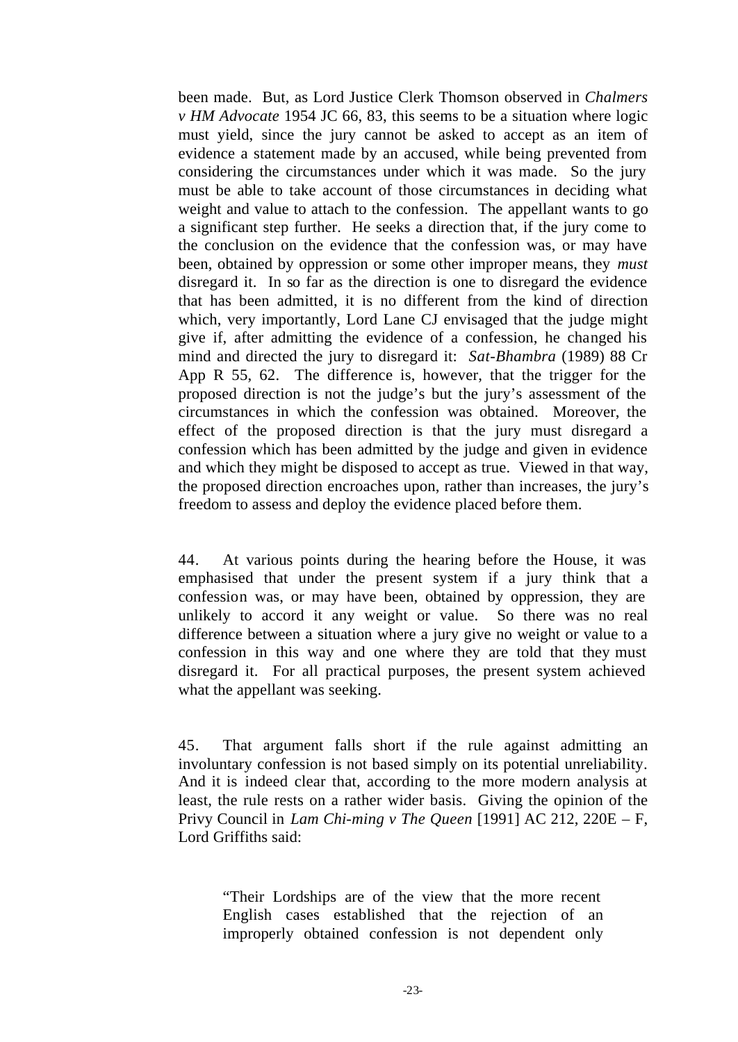been made. But, as Lord Justice Clerk Thomson observed in *Chalmers v HM Advocate* 1954 JC 66, 83, this seems to be a situation where logic must yield, since the jury cannot be asked to accept as an item of evidence a statement made by an accused, while being prevented from considering the circumstances under which it was made. So the jury must be able to take account of those circumstances in deciding what weight and value to attach to the confession. The appellant wants to go a significant step further. He seeks a direction that, if the jury come to the conclusion on the evidence that the confession was, or may have been, obtained by oppression or some other improper means, they *must* disregard it. In so far as the direction is one to disregard the evidence that has been admitted, it is no different from the kind of direction which, very importantly, Lord Lane CJ envisaged that the judge might give if, after admitting the evidence of a confession, he changed his mind and directed the jury to disregard it: *Sat-Bhambra* (1989) 88 Cr App R 55, 62. The difference is, however, that the trigger for the proposed direction is not the judge's but the jury's assessment of the circumstances in which the confession was obtained. Moreover, the effect of the proposed direction is that the jury must disregard a confession which has been admitted by the judge and given in evidence and which they might be disposed to accept as true. Viewed in that way, the proposed direction encroaches upon, rather than increases, the jury's freedom to assess and deploy the evidence placed before them.

44. At various points during the hearing before the House, it was emphasised that under the present system if a jury think that a confession was, or may have been, obtained by oppression, they are unlikely to accord it any weight or value. So there was no real difference between a situation where a jury give no weight or value to a confession in this way and one where they are told that they must disregard it. For all practical purposes, the present system achieved what the appellant was seeking.

45. That argument falls short if the rule against admitting an involuntary confession is not based simply on its potential unreliability. And it is indeed clear that, according to the more modern analysis at least, the rule rests on a rather wider basis. Giving the opinion of the Privy Council in *Lam Chi-ming v The Queen* [1991] AC 212, 220E – F, Lord Griffiths said:

> "Their Lordships are of the view that the more recent English cases established that the rejection of an improperly obtained confession is not dependent only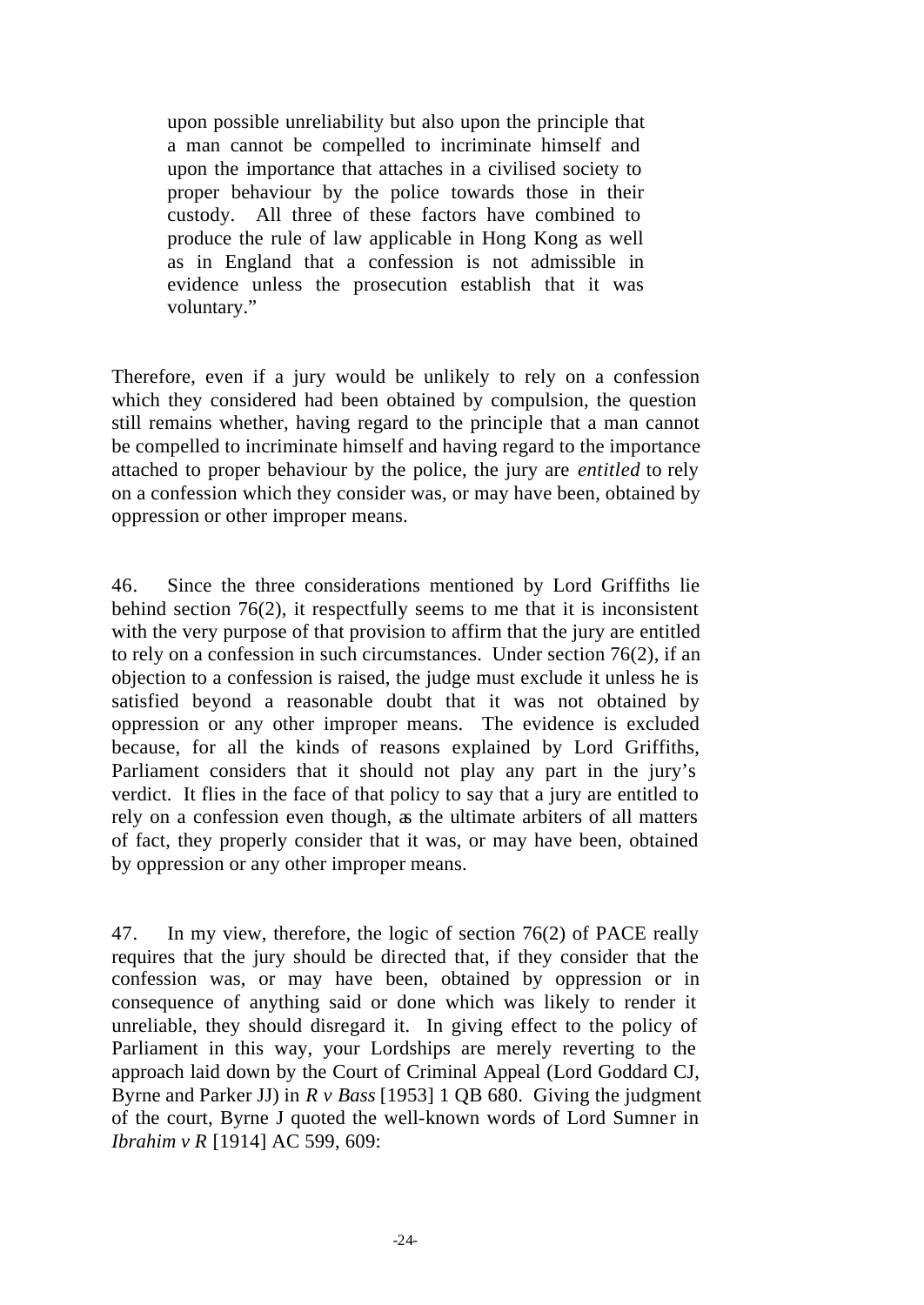> upon possible unreliability but also upon the principle that a man cannot be compelled to incriminate himself and upon the importance that attaches in a civilised society to proper behaviour by the police towards those in their custody. All three of these factors have combined to produce the rule of law applicable in Hong Kong as well as in England that a confession is not admissible in evidence unless the prosecution establish that it was voluntary."

Therefore, even if a jury would be unlikely to rely on a confession which they considered had been obtained by compulsion, the question still remains whether, having regard to the principle that a man cannot be compelled to incriminate himself and having regard to the importance attached to proper behaviour by the police, the jury are *entitled* to rely on a confession which they consider was, or may have been, obtained by oppression or other improper means.

46. Since the three considerations mentioned by Lord Griffiths lie behind section 76(2), it respectfully seems to me that it is inconsistent with the very purpose of that provision to affirm that the jury are entitled to rely on a confession in such circumstances. Under section 76(2), if an objection to a confession is raised, the judge must exclude it unless he is satisfied beyond a reasonable doubt that it was not obtained by oppression or any other improper means. The evidence is excluded because, for all the kinds of reasons explained by Lord Griffiths, Parliament considers that it should not play any part in the jury's verdict. It flies in the face of that policy to say that a jury are entitled to rely on a confession even though, as the ultimate arbiters of all matters of fact, they properly consider that it was, or may have been, obtained by oppression or any other improper means.

47. In my view, therefore, the logic of section 76(2) of PACE really requires that the jury should be directed that, if they consider that the confession was, or may have been, obtained by oppression or in consequence of anything said or done which was likely to render it unreliable, they should disregard it. In giving effect to the policy of Parliament in this way, your Lordships are merely reverting to the approach laid down by the Court of Criminal Appeal (Lord Goddard CJ, Byrne and Parker JJ) in *R v Bass* [1953] 1 QB 680. Giving the judgment of the court, Byrne J quoted the well-known words of Lord Sumner in *Ibrahim v R* [1914] AC 599, 609: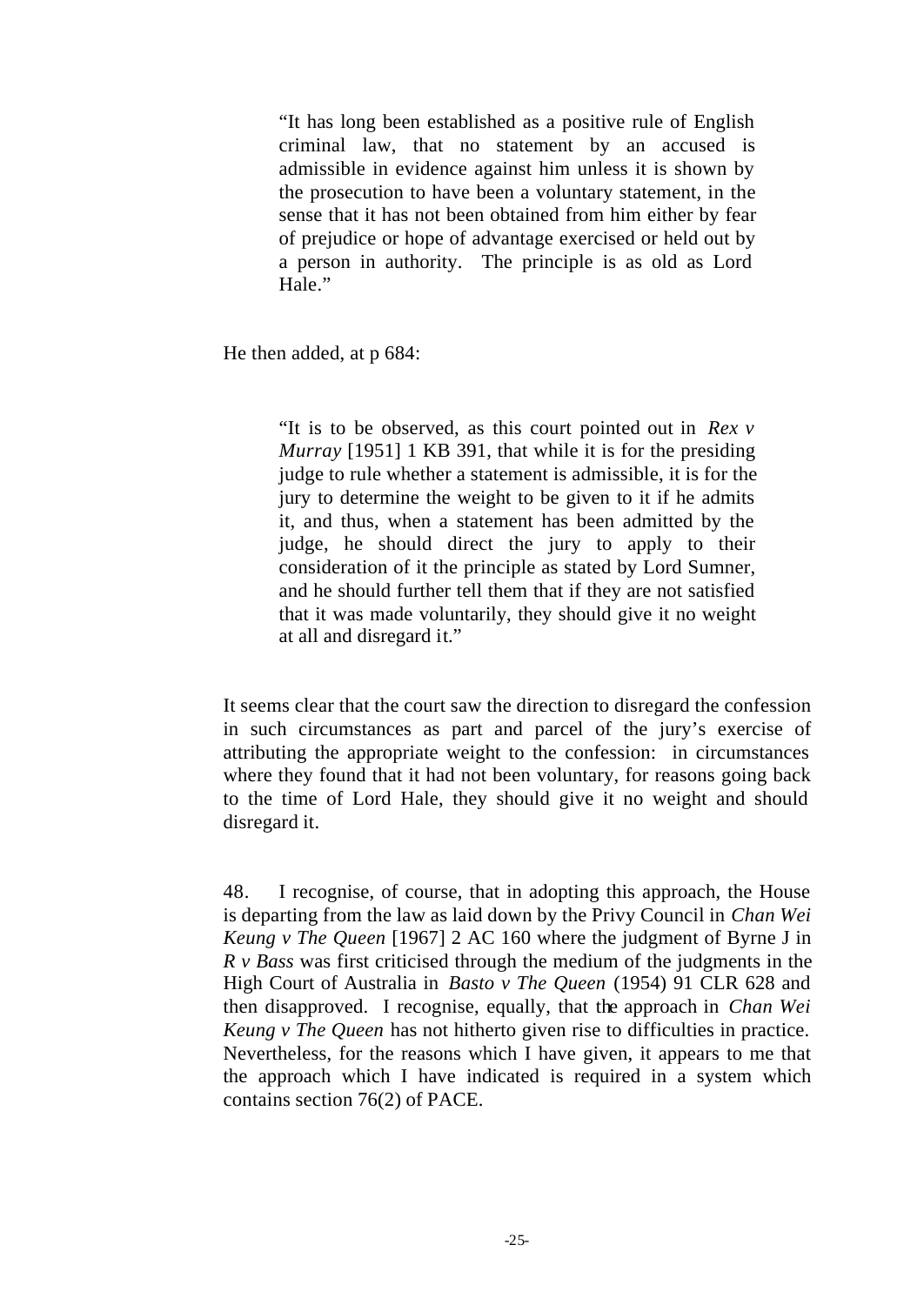> "It has long been established as a positive rule of English criminal law, that no statement by an accused is admissible in evidence against him unless it is shown by the prosecution to have been a voluntary statement, in the sense that it has not been obtained from him either by fear of prejudice or hope of advantage exercised or held out by a person in authority. The principle is as old as Lord Hale."

He then added, at p 684:

> "It is to be observed, as this court pointed out in *Rex v Murray* [1951] 1 KB 391, that while it is for the presiding judge to rule whether a statement is admissible, it is for the jury to determine the weight to be given to it if he admits it, and thus, when a statement has been admitted by the judge, he should direct the jury to apply to their consideration of it the principle as stated by Lord Sumner, and he should further tell them that if they are not satisfied that it was made voluntarily, they should give it no weight at all and disregard it."

It seems clear that the court saw the direction to disregard the confession in such circumstances as part and parcel of the jury's exercise of attributing the appropriate weight to the confession: in circumstances where they found that it had not been voluntary, for reasons going back to the time of Lord Hale, they should give it no weight and should disregard it.

48. I recognise, of course, that in adopting this approach, the House is departing from the law as laid down by the Privy Council in *Chan Wei Keung v The Queen* [1967] 2 AC 160 where the judgment of Byrne J in *R v Bass* was first criticised through the medium of the judgments in the High Court of Australia in *Basto v The Queen* (1954) 91 CLR 628 and then disapproved. I recognise, equally, that the approach in *Chan Wei Keung v The Queen* has not hitherto given rise to difficulties in practice. Nevertheless, for the reasons which I have given, it appears to me that the approach which I have indicated is required in a system which contains section 76(2) of PACE.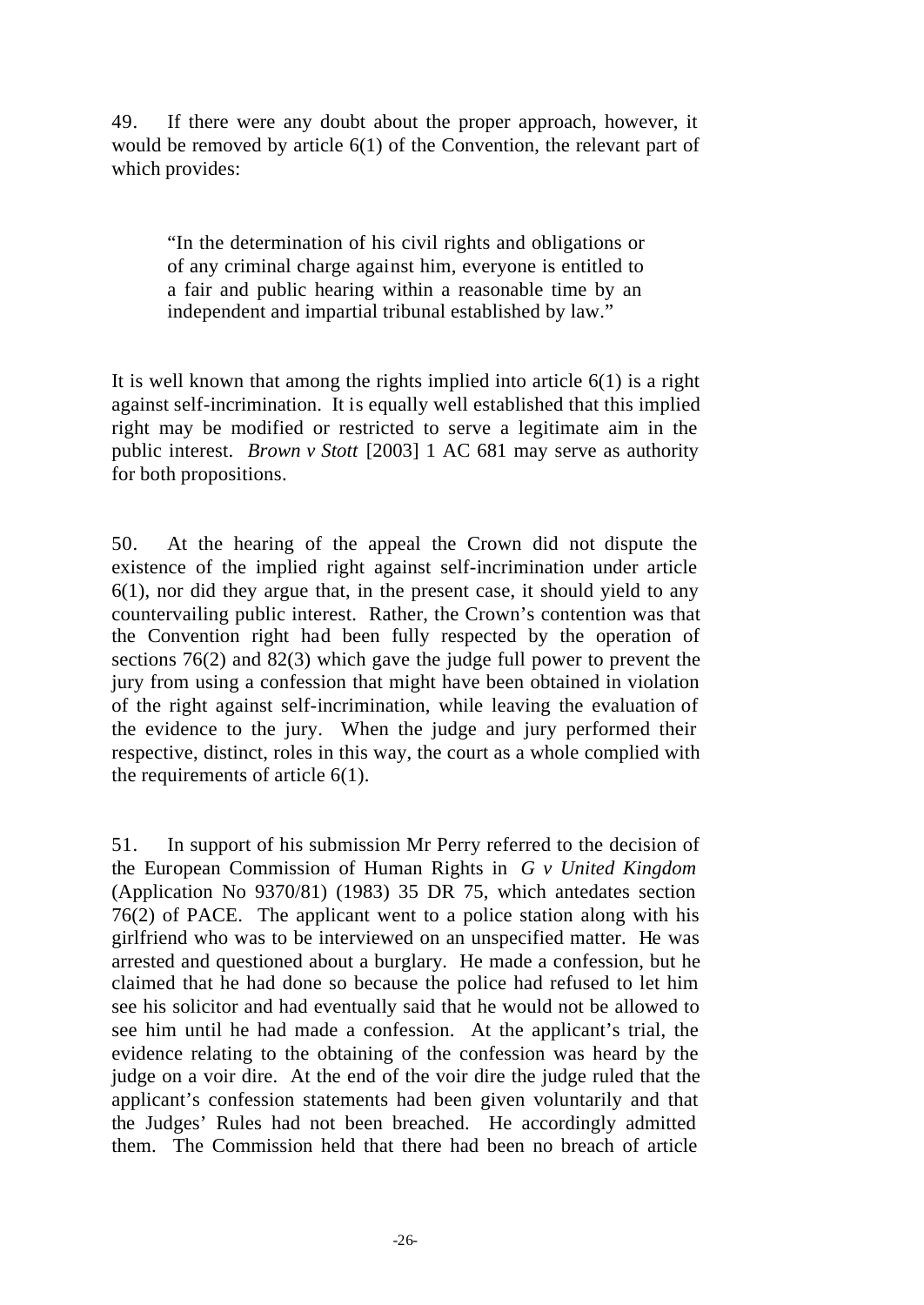49. If there were any doubt about the proper approach, however, it would be removed by article 6(1) of the Convention, the relevant part of which provides:

> "In the determination of his civil rights and obligations or of any criminal charge against him, everyone is entitled to a fair and public hearing within a reasonable time by an independent and impartial tribunal established by law."

It is well known that among the rights implied into article 6(1) is a right against self-incrimination. It is equally well established that this implied right may be modified or restricted to serve a legitimate aim in the public interest. *Brown v Stott* [2003] 1 AC 681 may serve as authority for both propositions.

50. At the hearing of the appeal the Crown did not dispute the existence of the implied right against self-incrimination under article 6(1), nor did they argue that, in the present case, it should yield to any countervailing public interest. Rather, the Crown's contention was that the Convention right had been fully respected by the operation of sections 76(2) and 82(3) which gave the judge full power to prevent the jury from using a confession that might have been obtained in violation of the right against self-incrimination, while leaving the evaluation of the evidence to the jury. When the judge and jury performed their respective, distinct, roles in this way, the court as a whole complied with the requirements of article 6(1).

51. In support of his submission Mr Perry referred to the decision of the European Commission of Human Rights in *G v United Kingdom* (Application No 9370/81) (1983) 35 DR 75, which antedates section 76(2) of PACE. The applicant went to a police station along with his girlfriend who was to be interviewed on an unspecified matter. He was arrested and questioned about a burglary. He made a confession, but he claimed that he had done so because the police had refused to let him see his solicitor and had eventually said that he would not be allowed to see him until he had made a confession. At the applicant's trial, the evidence relating to the obtaining of the confession was heard by the judge on a voir dire. At the end of the voir dire the judge ruled that the applicant's confession statements had been given voluntarily and that the Judges' Rules had not been breached. He accordingly admitted them. The Commission held that there had been no breach of article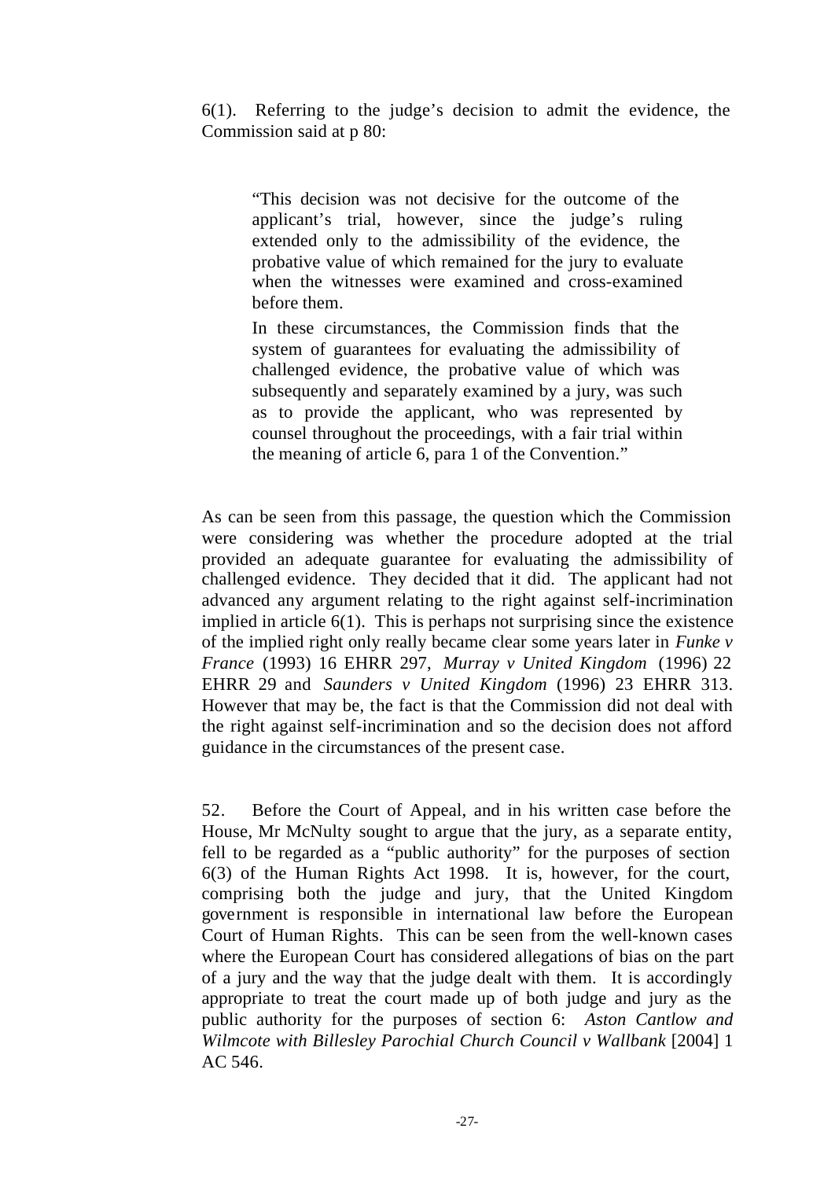6(1). Referring to the judge's decision to admit the evidence, the Commission said at p 80:

> "This decision was not decisive for the outcome of the applicant's trial, however, since the judge's ruling extended only to the admissibility of the evidence, the probative value of which remained for the jury to evaluate when the witnesses were examined and cross-examined before them.
>
> In these circumstances, the Commission finds that the system of guarantees for evaluating the admissibility of challenged evidence, the probative value of which was subsequently and separately examined by a jury, was such as to provide the applicant, who was represented by counsel throughout the proceedings, with a fair trial within the meaning of article 6, para 1 of the Convention."

As can be seen from this passage, the question which the Commission were considering was whether the procedure adopted at the trial provided an adequate guarantee for evaluating the admissibility of challenged evidence. They decided that it did. The applicant had not advanced any argument relating to the right against self-incrimination implied in article 6(1). This is perhaps not surprising since the existence of the implied right only really became clear some years later in *Funke v France* (1993) 16 EHRR 297, *Murray v United Kingdom* (1996) 22 EHRR 29 and *Saunders v United Kingdom* (1996) 23 EHRR 313. However that may be, the fact is that the Commission did not deal with the right against self-incrimination and so the decision does not afford guidance in the circumstances of the present case.

52. Before the Court of Appeal, and in his written case before the House, Mr McNulty sought to argue that the jury, as a separate entity, fell to be regarded as a "public authority" for the purposes of section 6(3) of the Human Rights Act 1998. It is, however, for the court, comprising both the judge and jury, that the United Kingdom government is responsible in international law before the European Court of Human Rights. This can be seen from the well-known cases where the European Court has considered allegations of bias on the part of a jury and the way that the judge dealt with them. It is accordingly appropriate to treat the court made up of both judge and jury as the public authority for the purposes of section 6: *Aston Cantlow and Wilmcote with Billesley Parochial Church Council v Wallbank* [2004] 1 AC 546.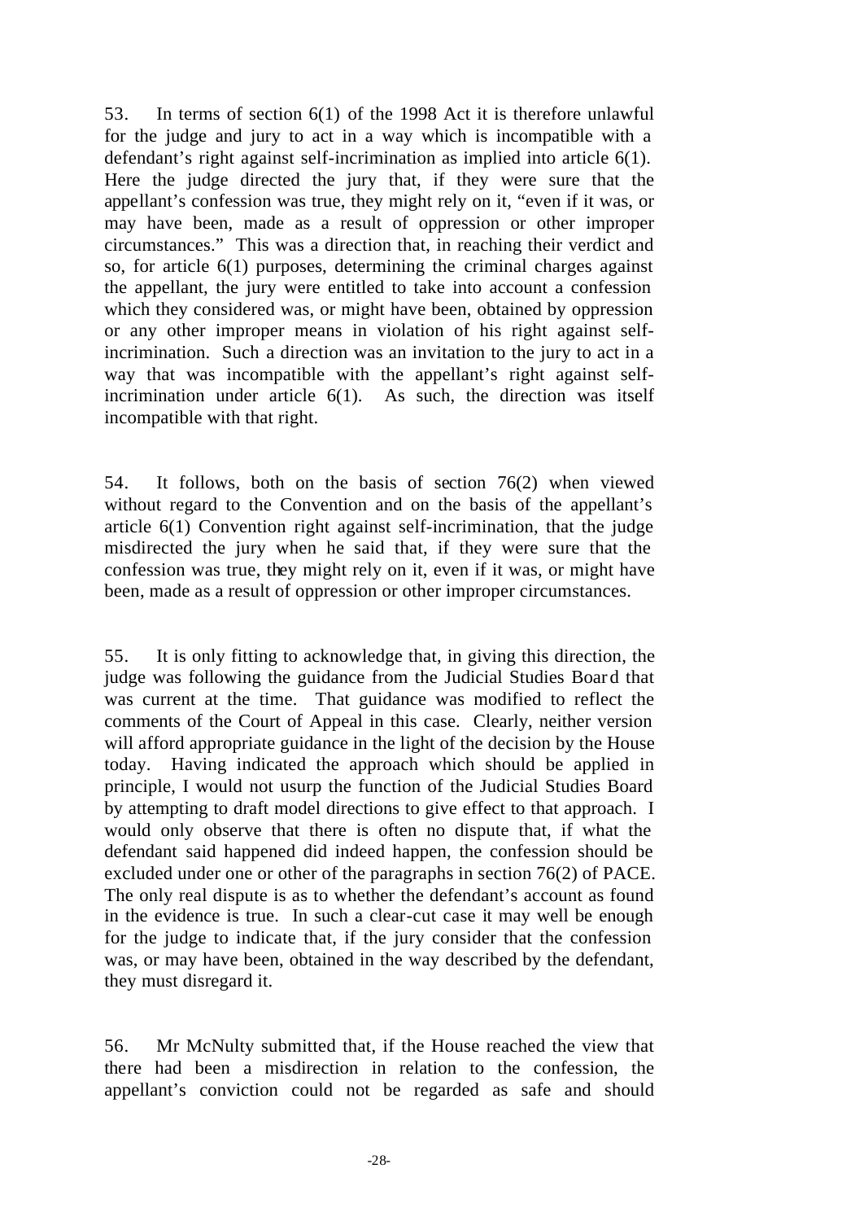53. In terms of section 6(1) of the 1998 Act it is therefore unlawful for the judge and jury to act in a way which is incompatible with a defendant's right against self-incrimination as implied into article 6(1). Here the judge directed the jury that, if they were sure that the appellant's confession was true, they might rely on it, "even if it was, or may have been, made as a result of oppression or other improper circumstances." This was a direction that, in reaching their verdict and so, for article 6(1) purposes, determining the criminal charges against the appellant, the jury were entitled to take into account a confession which they considered was, or might have been, obtained by oppression or any other improper means in violation of his right against self-incrimination. Such a direction was an invitation to the jury to act in a way that was incompatible with the appellant's right against self-incrimination under article 6(1). As such, the direction was itself incompatible with that right.

54. It follows, both on the basis of section 76(2) when viewed without regard to the Convention and on the basis of the appellant's article 6(1) Convention right against self-incrimination, that the judge misdirected the jury when he said that, if they were sure that the confession was true, they might rely on it, even if it was, or might have been, made as a result of oppression or other improper circumstances.

55. It is only fitting to acknowledge that, in giving this direction, the judge was following the guidance from the Judicial Studies Board that was current at the time. That guidance was modified to reflect the comments of the Court of Appeal in this case. Clearly, neither version will afford appropriate guidance in the light of the decision by the House today. Having indicated the approach which should be applied in principle, I would not usurp the function of the Judicial Studies Board by attempting to draft model directions to give effect to that approach. I would only observe that there is often no dispute that, if what the defendant said happened did indeed happen, the confession should be excluded under one or other of the paragraphs in section 76(2) of PACE. The only real dispute is as to whether the defendant's account as found in the evidence is true. In such a clear-cut case it may well be enough for the judge to indicate that, if the jury consider that the confession was, or may have been, obtained in the way described by the defendant, they must disregard it.

56. Mr McNulty submitted that, if the House reached the view that there had been a misdirection in relation to the confession, the appellant's conviction could not be regarded as safe and should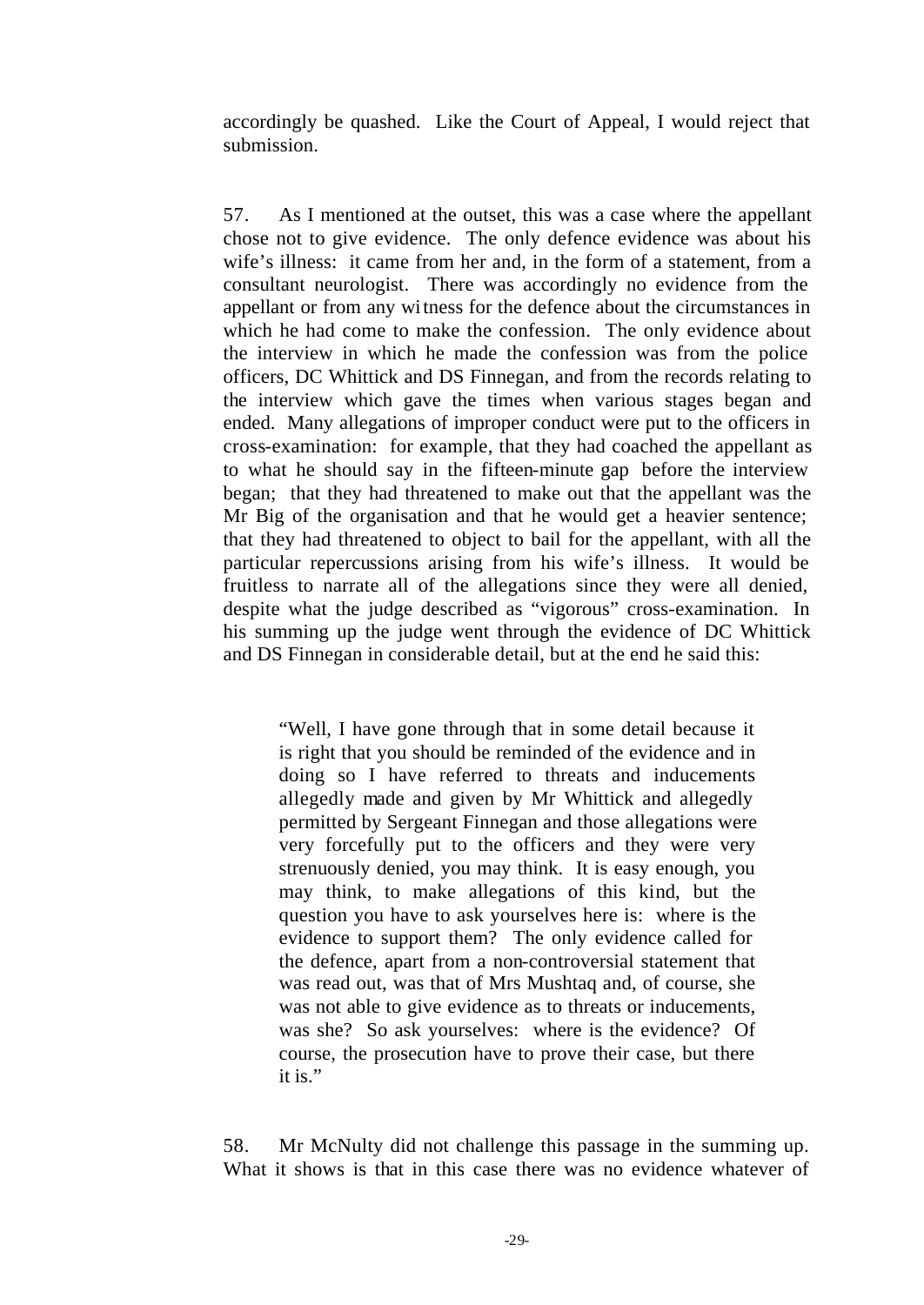accordingly be quashed. Like the Court of Appeal, I would reject that submission.

57. As I mentioned at the outset, this was a case where the appellant chose not to give evidence. The only defence evidence was about his wife's illness: it came from her and, in the form of a statement, from a consultant neurologist. There was accordingly no evidence from the appellant or from any witness for the defence about the circumstances in which he had come to make the confession. The only evidence about the interview in which he made the confession was from the police officers, DC Whittick and DS Finnegan, and from the records relating to the interview which gave the times when various stages began and ended. Many allegations of improper conduct were put to the officers in cross-examination: for example, that they had coached the appellant as to what he should say in the fifteen-minute gap before the interview began; that they had threatened to make out that the appellant was the Mr Big of the organisation and that he would get a heavier sentence; that they had threatened to object to bail for the appellant, with all the particular repercussions arising from his wife's illness. It would be fruitless to narrate all of the allegations since they were all denied, despite what the judge described as "vigorous" cross-examination. In his summing up the judge went through the evidence of DC Whittick and DS Finnegan in considerable detail, but at the end he said this:

> "Well, I have gone through that in some detail because it is right that you should be reminded of the evidence and in doing so I have referred to threats and inducements allegedly made and given by Mr Whittick and allegedly permitted by Sergeant Finnegan and those allegations were very forcefully put to the officers and they were very strenuously denied, you may think. It is easy enough, you may think, to make allegations of this kind, but the question you have to ask yourselves here is: where is the evidence to support them? The only evidence called for the defence, apart from a non-controversial statement that was read out, was that of Mrs Mushtaq and, of course, she was not able to give evidence as to threats or inducements, was she? So ask yourselves: where is the evidence? Of course, the prosecution have to prove their case, but there it is."

58. Mr McNulty did not challenge this passage in the summing up. What it shows is that in this case there was no evidence whatever of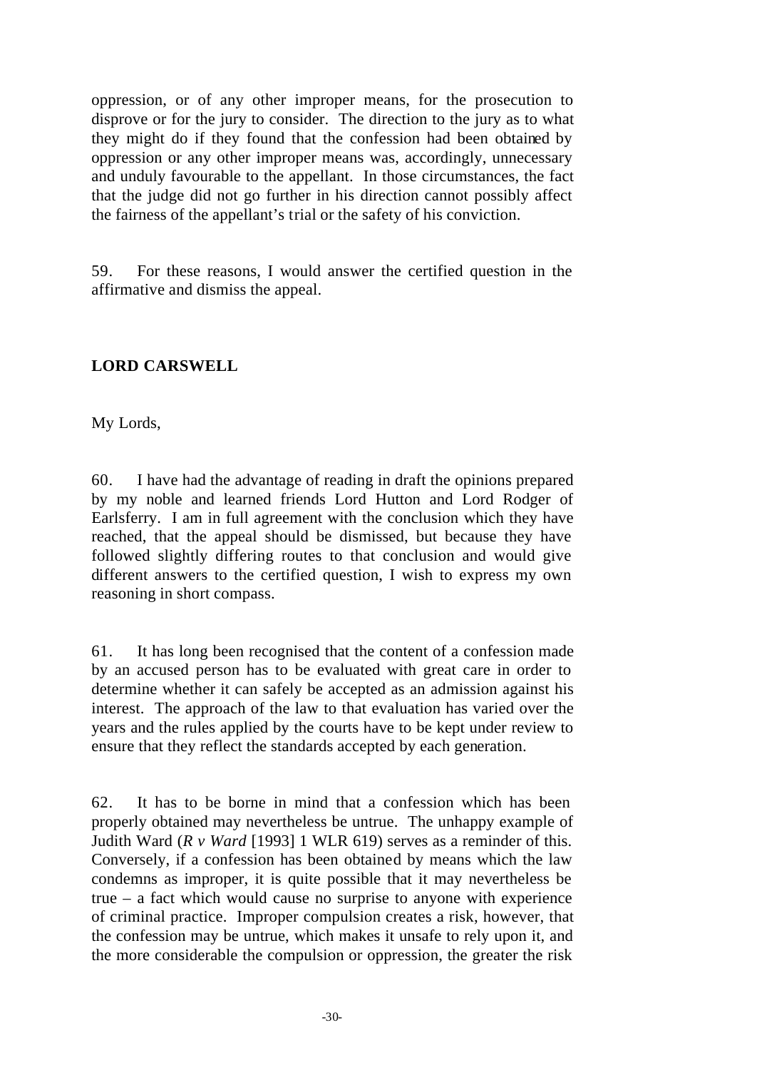oppression, or of any other improper means, for the prosecution to disprove or for the jury to consider. The direction to the jury as to what they might do if they found that the confession had been obtained by oppression or any other improper means was, accordingly, unnecessary and unduly favourable to the appellant. In those circumstances, the fact that the judge did not go further in his direction cannot possibly affect the fairness of the appellant's trial or the safety of his conviction.

59. For these reasons, I would answer the certified question in the affirmative and dismiss the appeal.

**LORD CARSWELL**

My Lords,

60. I have had the advantage of reading in draft the opinions prepared by my noble and learned friends Lord Hutton and Lord Rodger of Earlsferry. I am in full agreement with the conclusion which they have reached, that the appeal should be dismissed, but because they have followed slightly differing routes to that conclusion and would give different answers to the certified question, I wish to express my own reasoning in short compass.

61. It has long been recognised that the content of a confession made by an accused person has to be evaluated with great care in order to determine whether it can safely be accepted as an admission against his interest. The approach of the law to that evaluation has varied over the years and the rules applied by the courts have to be kept under review to ensure that they reflect the standards accepted by each generation.

62. It has to be borne in mind that a confession which has been properly obtained may nevertheless be untrue. The unhappy example of Judith Ward (*R v Ward* [1993] 1 WLR 619) serves as a reminder of this. Conversely, if a confession has been obtained by means which the law condemns as improper, it is quite possible that it may nevertheless be true – a fact which would cause no surprise to anyone with experience of criminal practice. Improper compulsion creates a risk, however, that the confession may be untrue, which makes it unsafe to rely upon it, and the more considerable the compulsion or oppression, the greater the risk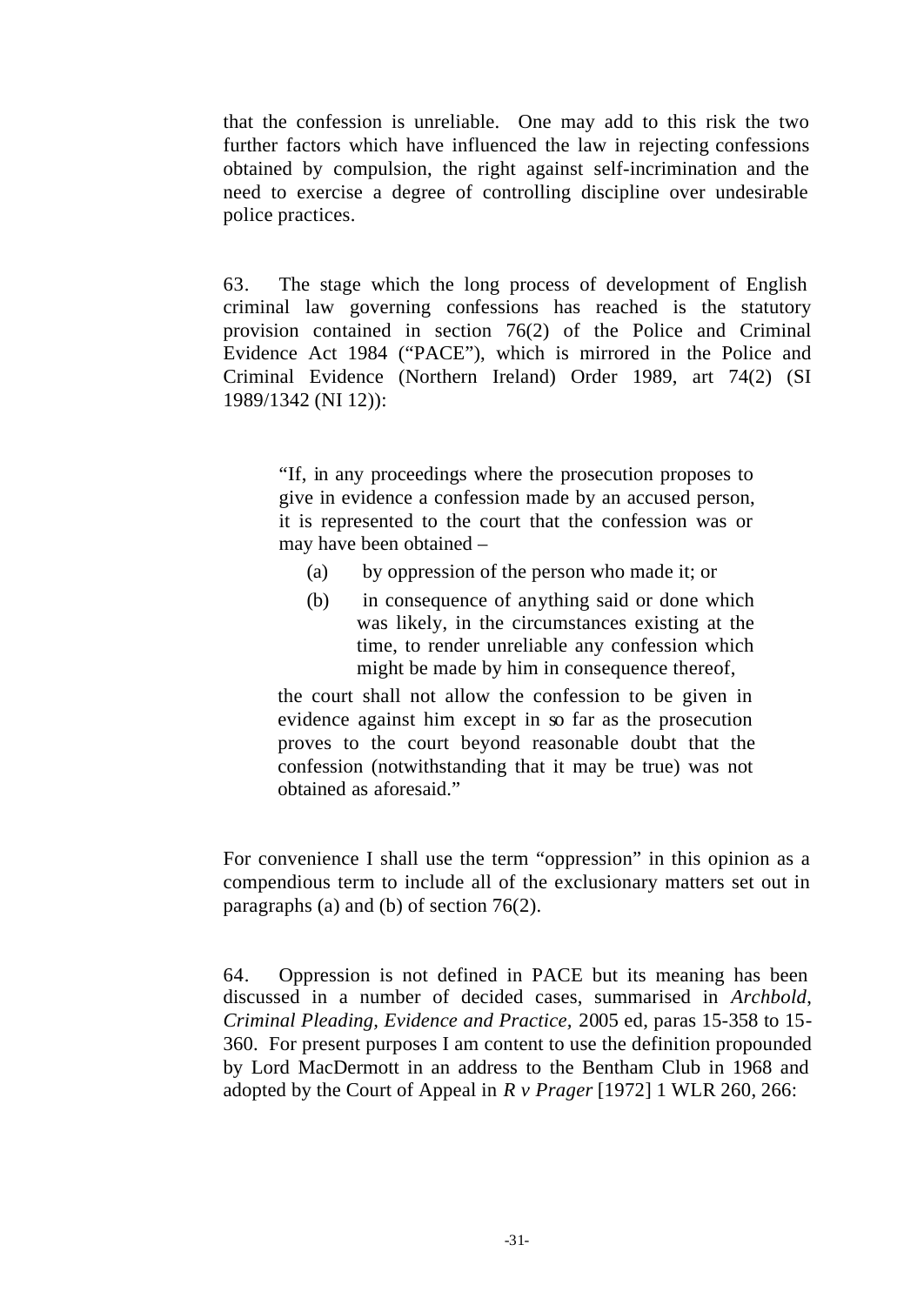that the confession is unreliable. One may add to this risk the two further factors which have influenced the law in rejecting confessions obtained by compulsion, the right against self-incrimination and the need to exercise a degree of controlling discipline over undesirable police practices.

63. The stage which the long process of development of English criminal law governing confessions has reached is the statutory provision contained in section 76(2) of the Police and Criminal Evidence Act 1984 ("PACE"), which is mirrored in the Police and Criminal Evidence (Northern Ireland) Order 1989, art 74(2) (SI 1989/1342 (NI 12)):

> "If, in any proceedings where the prosecution proposes to give in evidence a confession made by an accused person, it is represented to the court that the confession was or may have been obtained –
>
> (a) by oppression of the person who made it; or
>
> (b) in consequence of anything said or done which was likely, in the circumstances existing at the time, to render unreliable any confession which might be made by him in consequence thereof,
>
> the court shall not allow the confession to be given in evidence against him except in so far as the prosecution proves to the court beyond reasonable doubt that the confession (notwithstanding that it may be true) was not obtained as aforesaid."

For convenience I shall use the term "oppression" in this opinion as a compendious term to include all of the exclusionary matters set out in paragraphs (a) and (b) of section 76(2).

64. Oppression is not defined in PACE but its meaning has been discussed in a number of decided cases, summarised in *Archbold, Criminal Pleading, Evidence and Practice,* 2005 ed, paras 15-358 to 15-360. For present purposes I am content to use the definition propounded by Lord MacDermott in an address to the Bentham Club in 1968 and adopted by the Court of Appeal in *R v Prager* [1972] 1 WLR 260, 266: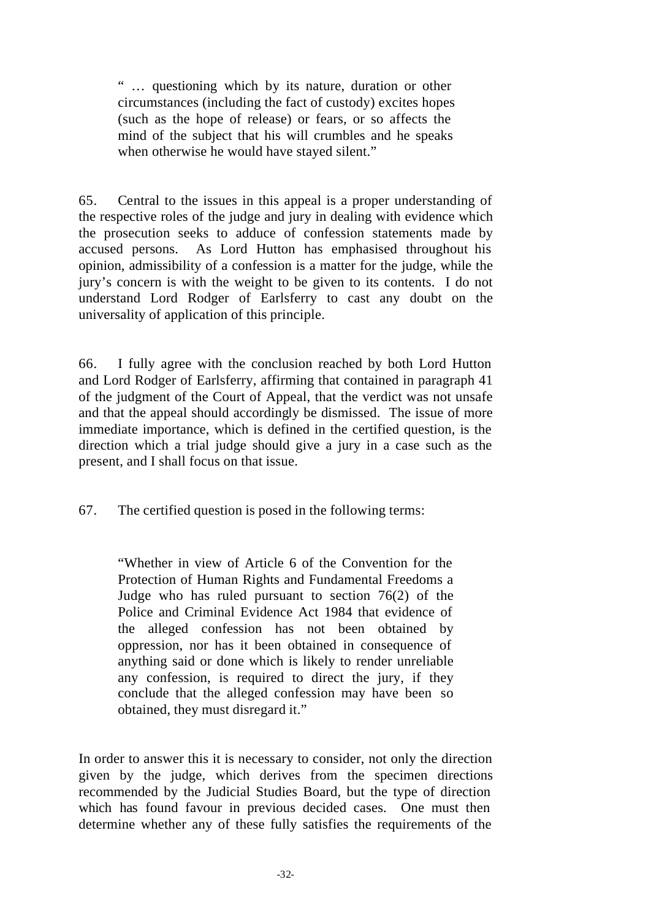> " … questioning which by its nature, duration or other circumstances (including the fact of custody) excites hopes (such as the hope of release) or fears, or so affects the mind of the subject that his will crumbles and he speaks when otherwise he would have stayed silent."

65. Central to the issues in this appeal is a proper understanding of the respective roles of the judge and jury in dealing with evidence which the prosecution seeks to adduce of confession statements made by accused persons. As Lord Hutton has emphasised throughout his opinion, admissibility of a confession is a matter for the judge, while the jury's concern is with the weight to be given to its contents. I do not understand Lord Rodger of Earlsferry to cast any doubt on the universality of application of this principle.

66. I fully agree with the conclusion reached by both Lord Hutton and Lord Rodger of Earlsferry, affirming that contained in paragraph 41 of the judgment of the Court of Appeal, that the verdict was not unsafe and that the appeal should accordingly be dismissed. The issue of more immediate importance, which is defined in the certified question, is the direction which a trial judge should give a jury in a case such as the present, and I shall focus on that issue.

67. The certified question is posed in the following terms:

> "Whether in view of Article 6 of the Convention for the Protection of Human Rights and Fundamental Freedoms a Judge who has ruled pursuant to section 76(2) of the Police and Criminal Evidence Act 1984 that evidence of the alleged confession has not been obtained by oppression, nor has it been obtained in consequence of anything said or done which is likely to render unreliable any confession, is required to direct the jury, if they conclude that the alleged confession may have been so obtained, they must disregard it."

In order to answer this it is necessary to consider, not only the direction given by the judge, which derives from the specimen directions recommended by the Judicial Studies Board, but the type of direction which has found favour in previous decided cases. One must then determine whether any of these fully satisfies the requirements of the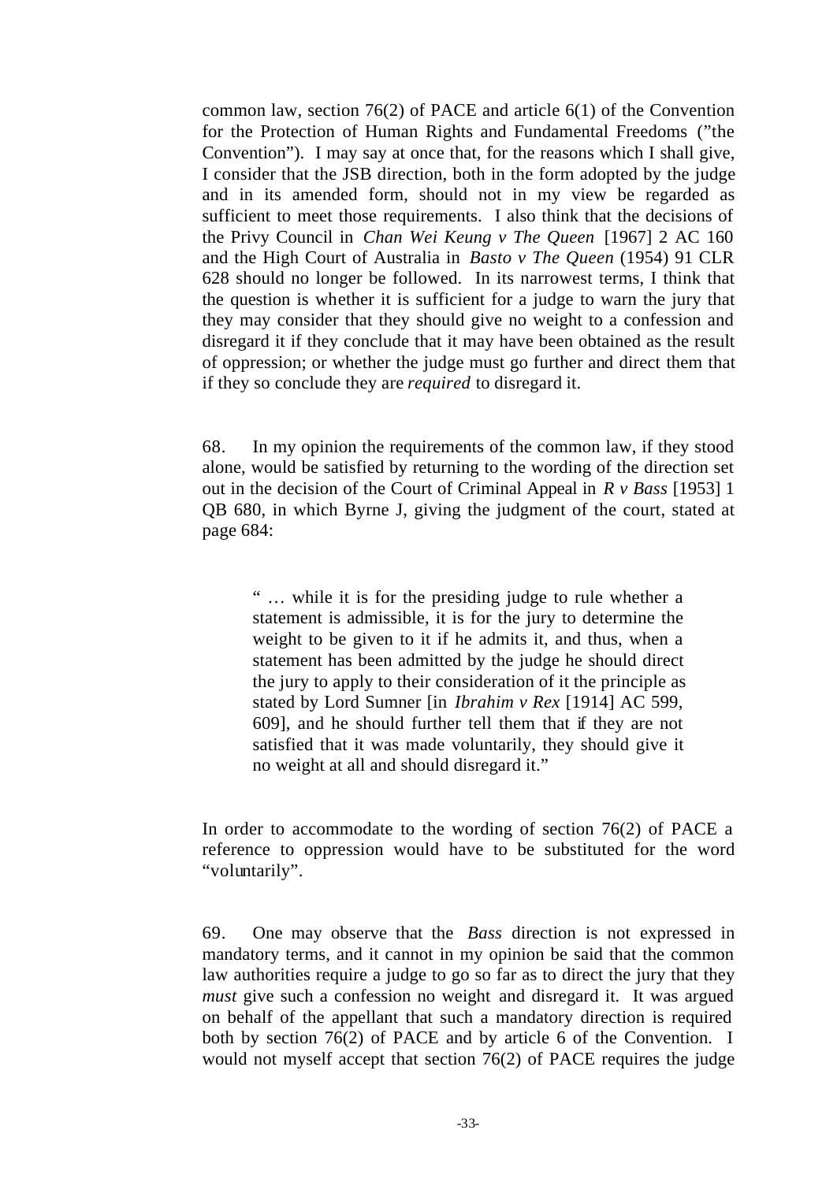common law, section 76(2) of PACE and article 6(1) of the Convention for the Protection of Human Rights and Fundamental Freedoms ("the Convention"). I may say at once that, for the reasons which I shall give, I consider that the JSB direction, both in the form adopted by the judge and in its amended form, should not in my view be regarded as sufficient to meet those requirements. I also think that the decisions of the Privy Council in *Chan Wei Keung v The Queen* [1967] 2 AC 160 and the High Court of Australia in *Basto v The Queen* (1954) 91 CLR 628 should no longer be followed. In its narrowest terms, I think that the question is whether it is sufficient for a judge to warn the jury that they may consider that they should give no weight to a confession and disregard it if they conclude that it may have been obtained as the result of oppression; or whether the judge must go further and direct them that if they so conclude they are *required* to disregard it.

68. In my opinion the requirements of the common law, if they stood alone, would be satisfied by returning to the wording of the direction set out in the decision of the Court of Criminal Appeal in *R v Bass* [1953] 1 QB 680, in which Byrne J, giving the judgment of the court, stated at page 684:

> " … while it is for the presiding judge to rule whether a statement is admissible, it is for the jury to determine the weight to be given to it if he admits it, and thus, when a statement has been admitted by the judge he should direct the jury to apply to their consideration of it the principle as stated by Lord Sumner [in *Ibrahim v Rex* [1914] AC 599, 609], and he should further tell them that if they are not satisfied that it was made voluntarily, they should give it no weight at all and should disregard it."

In order to accommodate to the wording of section 76(2) of PACE a reference to oppression would have to be substituted for the word "voluntarily".

69. One may observe that the *Bass* direction is not expressed in mandatory terms, and it cannot in my opinion be said that the common law authorities require a judge to go so far as to direct the jury that they *must* give such a confession no weight and disregard it. It was argued on behalf of the appellant that such a mandatory direction is required both by section 76(2) of PACE and by article 6 of the Convention. I would not myself accept that section 76(2) of PACE requires the judge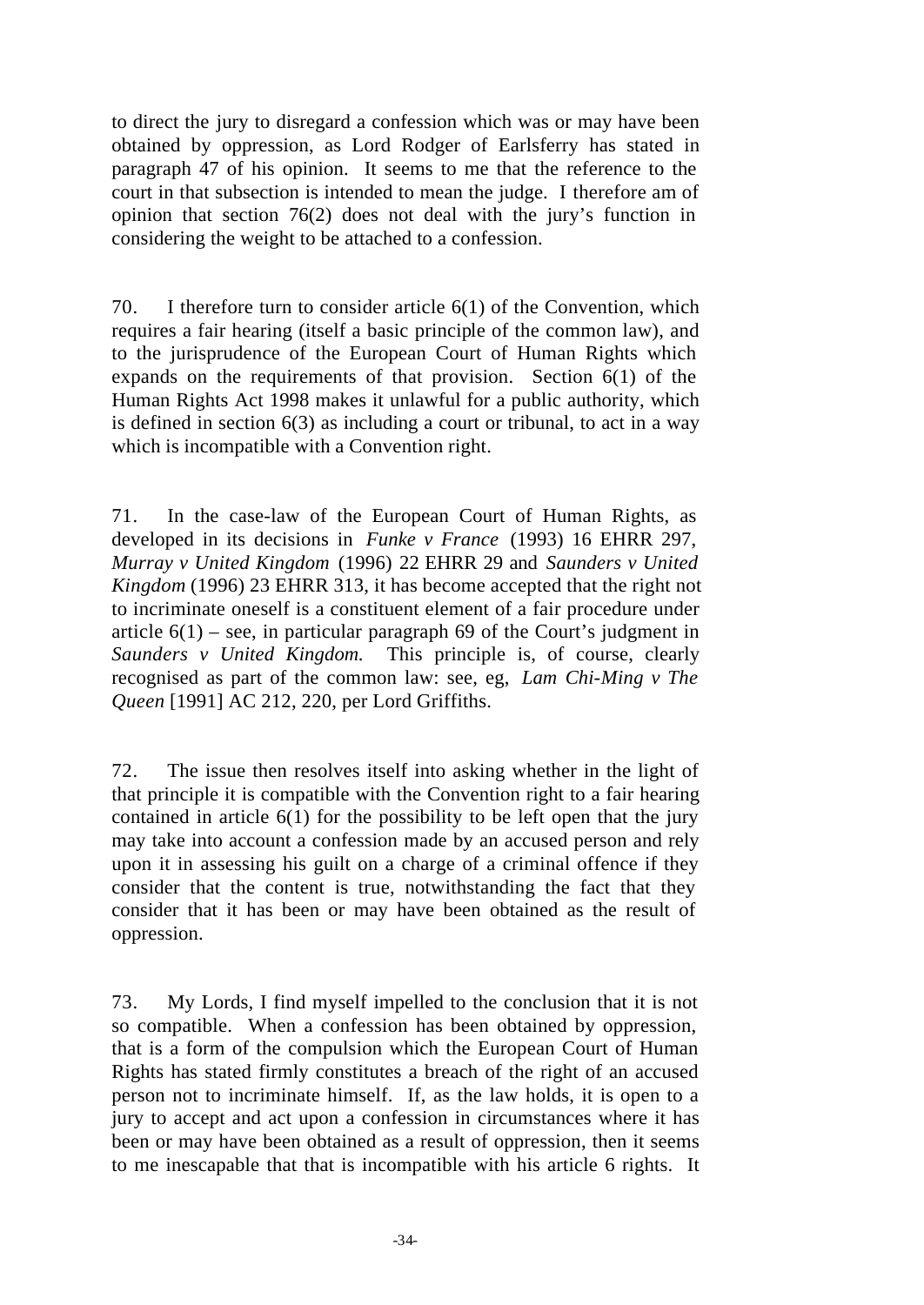to direct the jury to disregard a confession which was or may have been obtained by oppression, as Lord Rodger of Earlsferry has stated in paragraph 47 of his opinion. It seems to me that the reference to the court in that subsection is intended to mean the judge. I therefore am of opinion that section 76(2) does not deal with the jury's function in considering the weight to be attached to a confession.

70. I therefore turn to consider article 6(1) of the Convention, which requires a fair hearing (itself a basic principle of the common law), and to the jurisprudence of the European Court of Human Rights which expands on the requirements of that provision. Section 6(1) of the Human Rights Act 1998 makes it unlawful for a public authority, which is defined in section 6(3) as including a court or tribunal, to act in a way which is incompatible with a Convention right.

71. In the case-law of the European Court of Human Rights, as developed in its decisions in *Funke v France* (1993) 16 EHRR 297, *Murray v United Kingdom* (1996) 22 EHRR 29 and *Saunders v United Kingdom* (1996) 23 EHRR 313, it has become accepted that the right not to incriminate oneself is a constituent element of a fair procedure under article 6(1) – see, in particular paragraph 69 of the Court's judgment in *Saunders v United Kingdom.* This principle is, of course, clearly recognised as part of the common law: see, eg, *Lam Chi-Ming v The Queen* [1991] AC 212, 220, per Lord Griffiths.

72. The issue then resolves itself into asking whether in the light of that principle it is compatible with the Convention right to a fair hearing contained in article 6(1) for the possibility to be left open that the jury may take into account a confession made by an accused person and rely upon it in assessing his guilt on a charge of a criminal offence if they consider that the content is true, notwithstanding the fact that they consider that it has been or may have been obtained as the result of oppression.

73. My Lords, I find myself impelled to the conclusion that it is not so compatible. When a confession has been obtained by oppression, that is a form of the compulsion which the European Court of Human Rights has stated firmly constitutes a breach of the right of an accused person not to incriminate himself. If, as the law holds, it is open to a jury to accept and act upon a confession in circumstances where it has been or may have been obtained as a result of oppression, then it seems to me inescapable that that is incompatible with his article 6 rights. It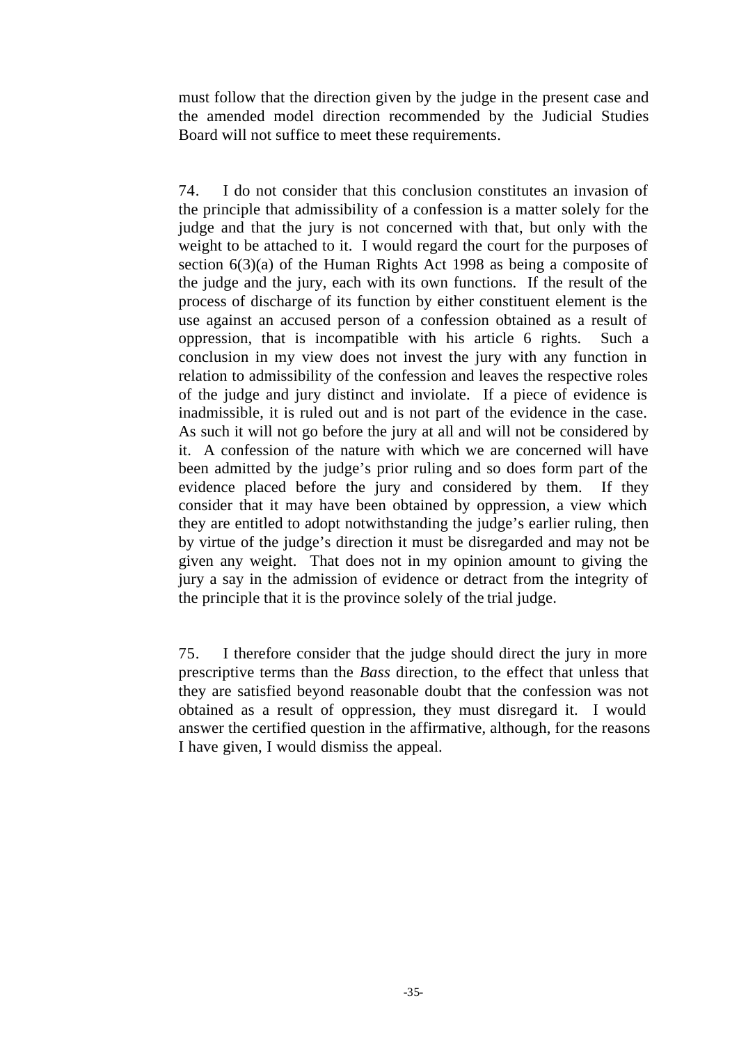must follow that the direction given by the judge in the present case and the amended model direction recommended by the Judicial Studies Board will not suffice to meet these requirements.

74. I do not consider that this conclusion constitutes an invasion of the principle that admissibility of a confession is a matter solely for the judge and that the jury is not concerned with that, but only with the weight to be attached to it. I would regard the court for the purposes of section 6(3)(a) of the Human Rights Act 1998 as being a composite of the judge and the jury, each with its own functions. If the result of the process of discharge of its function by either constituent element is the use against an accused person of a confession obtained as a result of oppression, that is incompatible with his article 6 rights. Such a conclusion in my view does not invest the jury with any function in relation to admissibility of the confession and leaves the respective roles of the judge and jury distinct and inviolate. If a piece of evidence is inadmissible, it is ruled out and is not part of the evidence in the case. As such it will not go before the jury at all and will not be considered by it. A confession of the nature with which we are concerned will have been admitted by the judge's prior ruling and so does form part of the evidence placed before the jury and considered by them. If they consider that it may have been obtained by oppression, a view which they are entitled to adopt notwithstanding the judge's earlier ruling, then by virtue of the judge's direction it must be disregarded and may not be given any weight. That does not in my opinion amount to giving the jury a say in the admission of evidence or detract from the integrity of the principle that it is the province solely of the trial judge.

75. I therefore consider that the judge should direct the jury in more prescriptive terms than the *Bass* direction, to the effect that unless that they are satisfied beyond reasonable doubt that the confession was not obtained as a result of oppression, they must disregard it. I would answer the certified question in the affirmative, although, for the reasons I have given, I would dismiss the appeal.